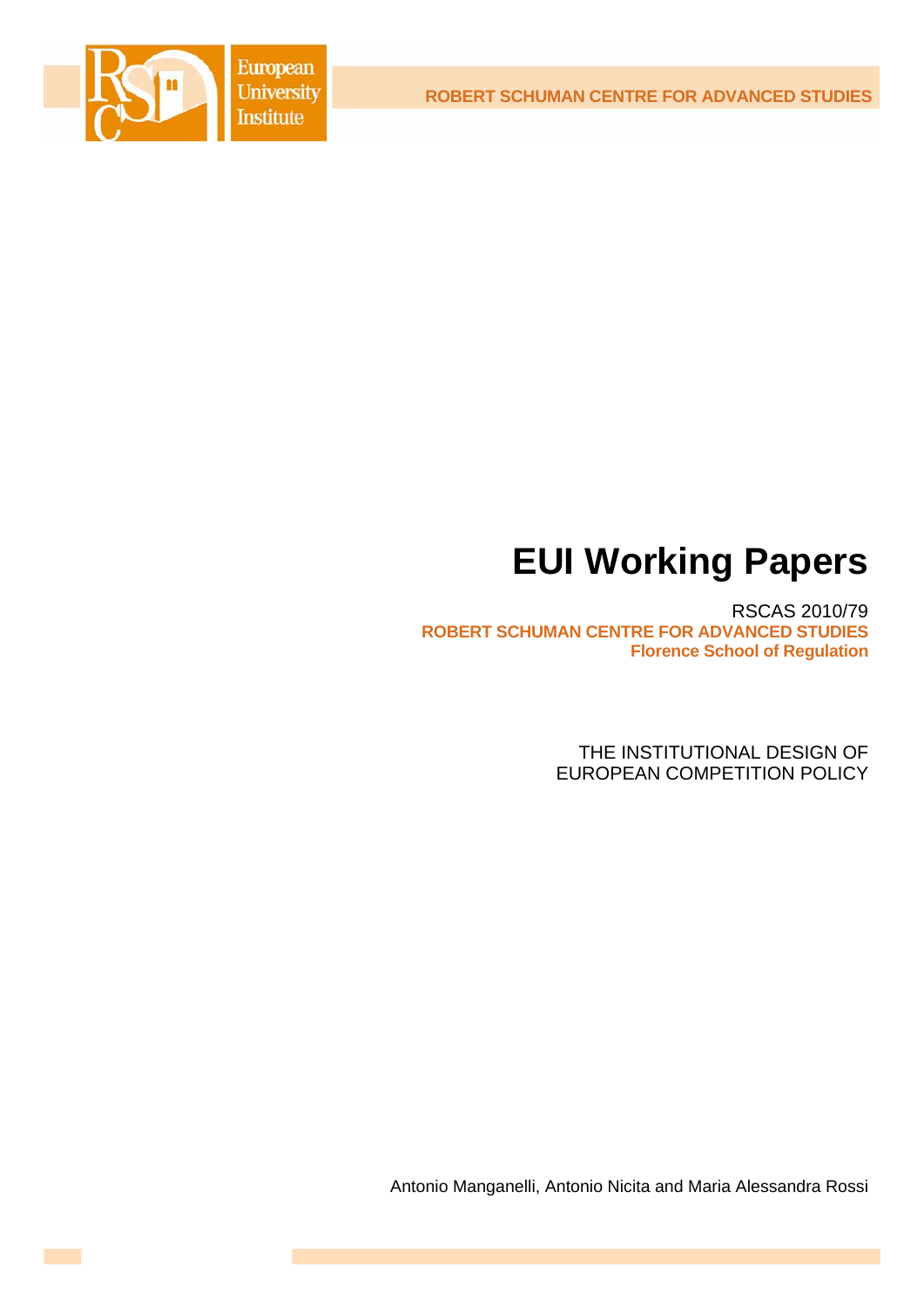European University Institute

ROBERT SCHUMAN CENTRE FOR ADVANCED STUDIES

# EUI Working Papers

RSCAS 2010/79

**ROBERT SCHUMAN CENTRE FOR ADVANCED STUDIES**

**Florence School of Regulation**

THE INSTITUTIONAL DESIGN OF EUROPEAN COMPETITION POLICY

Antonio Manganelli, Antonio Nicita and Maria Alessandra Rossi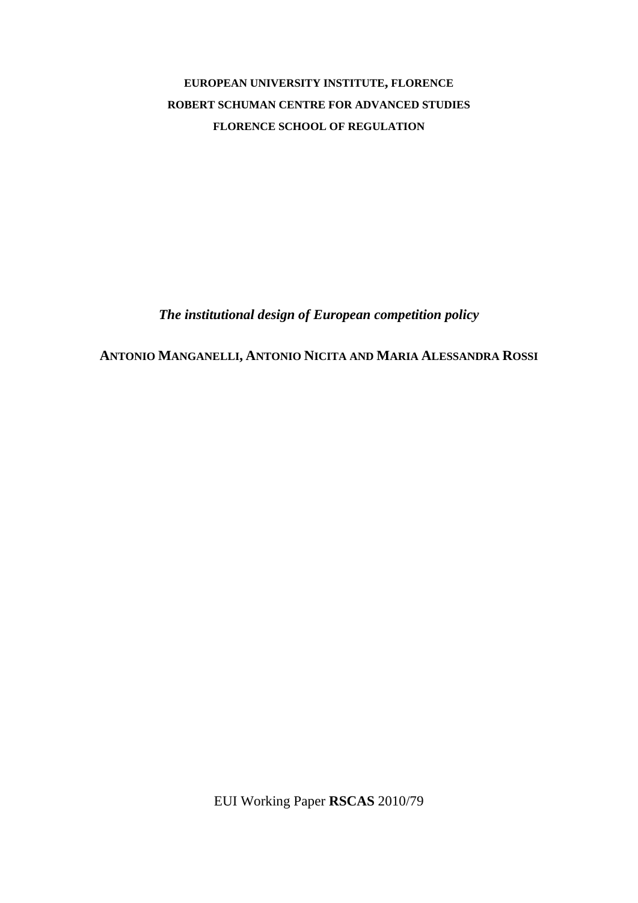**EUROPEAN UNIVERSITY INSTITUTE, FLORENCE**

**ROBERT SCHUMAN CENTRE FOR ADVANCED STUDIES**

**FLORENCE SCHOOL OF REGULATION**

***The institutional design of European competition policy***

**ANTONIO MANGANELLI, ANTONIO NICITA AND MARIA ALESSANDRA ROSSI**

EUI Working Paper **RSCAS** 2010/79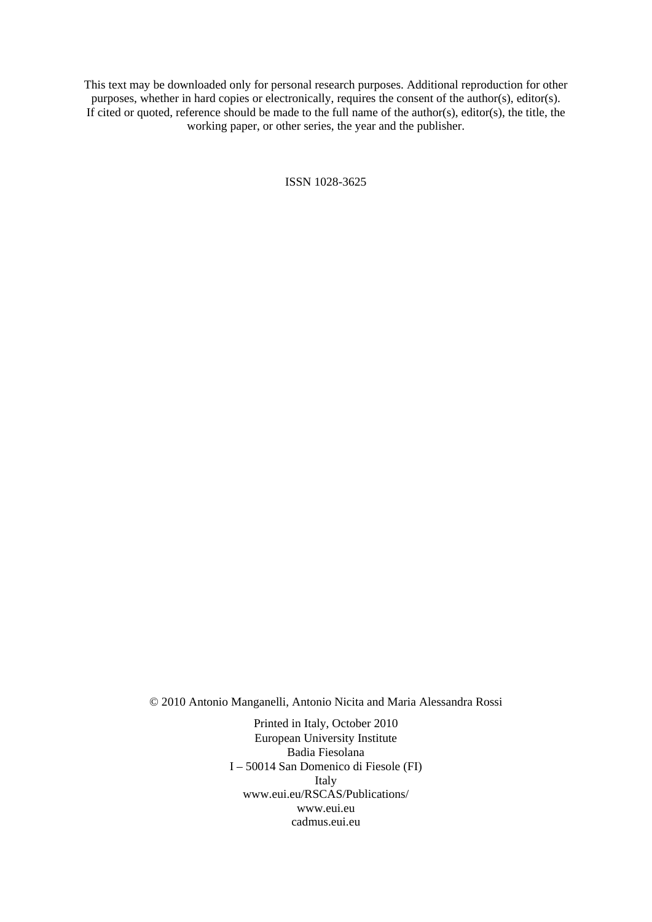This text may be downloaded only for personal research purposes. Additional reproduction for other purposes, whether in hard copies or electronically, requires the consent of the author(s), editor(s). If cited or quoted, reference should be made to the full name of the author(s), editor(s), the title, the working paper, or other series, the year and the publisher.

ISSN 1028-3625

© 2010 Antonio Manganelli, Antonio Nicita and Maria Alessandra Rossi

Printed in Italy, October 2010
European University Institute
Badia Fiesolana
I – 50014 San Domenico di Fiesole (FI)
Italy
www.eui.eu/RSCAS/Publications/
www.eui.eu
cadmus.eui.eu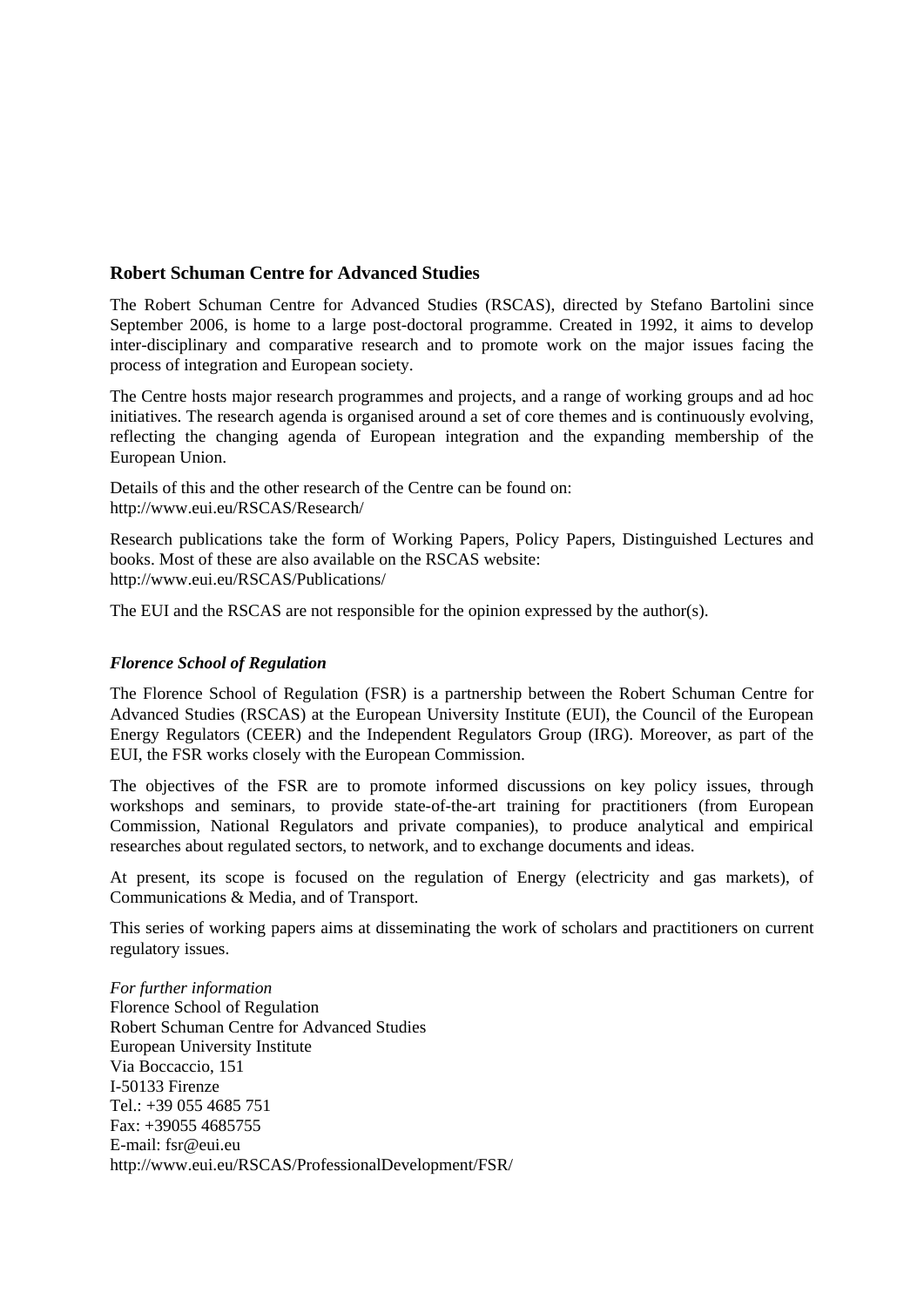## Robert Schuman Centre for Advanced Studies

The Robert Schuman Centre for Advanced Studies (RSCAS), directed by Stefano Bartolini since September 2006, is home to a large post-doctoral programme. Created in 1992, it aims to develop inter-disciplinary and comparative research and to promote work on the major issues facing the process of integration and European society.

The Centre hosts major research programmes and projects, and a range of working groups and ad hoc initiatives. The research agenda is organised around a set of core themes and is continuously evolving, reflecting the changing agenda of European integration and the expanding membership of the European Union.

Details of this and the other research of the Centre can be found on:
http://www.eui.eu/RSCAS/Research/

Research publications take the form of Working Papers, Policy Papers, Distinguished Lectures and books. Most of these are also available on the RSCAS website:
http://www.eui.eu/RSCAS/Publications/

The EUI and the RSCAS are not responsible for the opinion expressed by the author(s).

### *Florence School of Regulation*

The Florence School of Regulation (FSR) is a partnership between the Robert Schuman Centre for Advanced Studies (RSCAS) at the European University Institute (EUI), the Council of the European Energy Regulators (CEER) and the Independent Regulators Group (IRG). Moreover, as part of the EUI, the FSR works closely with the European Commission.

The objectives of the FSR are to promote informed discussions on key policy issues, through workshops and seminars, to provide state-of-the-art training for practitioners (from European Commission, National Regulators and private companies), to produce analytical and empirical researches about regulated sectors, to network, and to exchange documents and ideas.

At present, its scope is focused on the regulation of Energy (electricity and gas markets), of Communications & Media, and of Transport.

This series of working papers aims at disseminating the work of scholars and practitioners on current regulatory issues.

*For further information*
Florence School of Regulation
Robert Schuman Centre for Advanced Studies
European University Institute
Via Boccaccio, 151
I-50133 Firenze
Tel.: +39 055 4685 751
Fax: +39055 4685755
E-mail: fsr@eui.eu
http://www.eui.eu/RSCAS/ProfessionalDevelopment/FSR/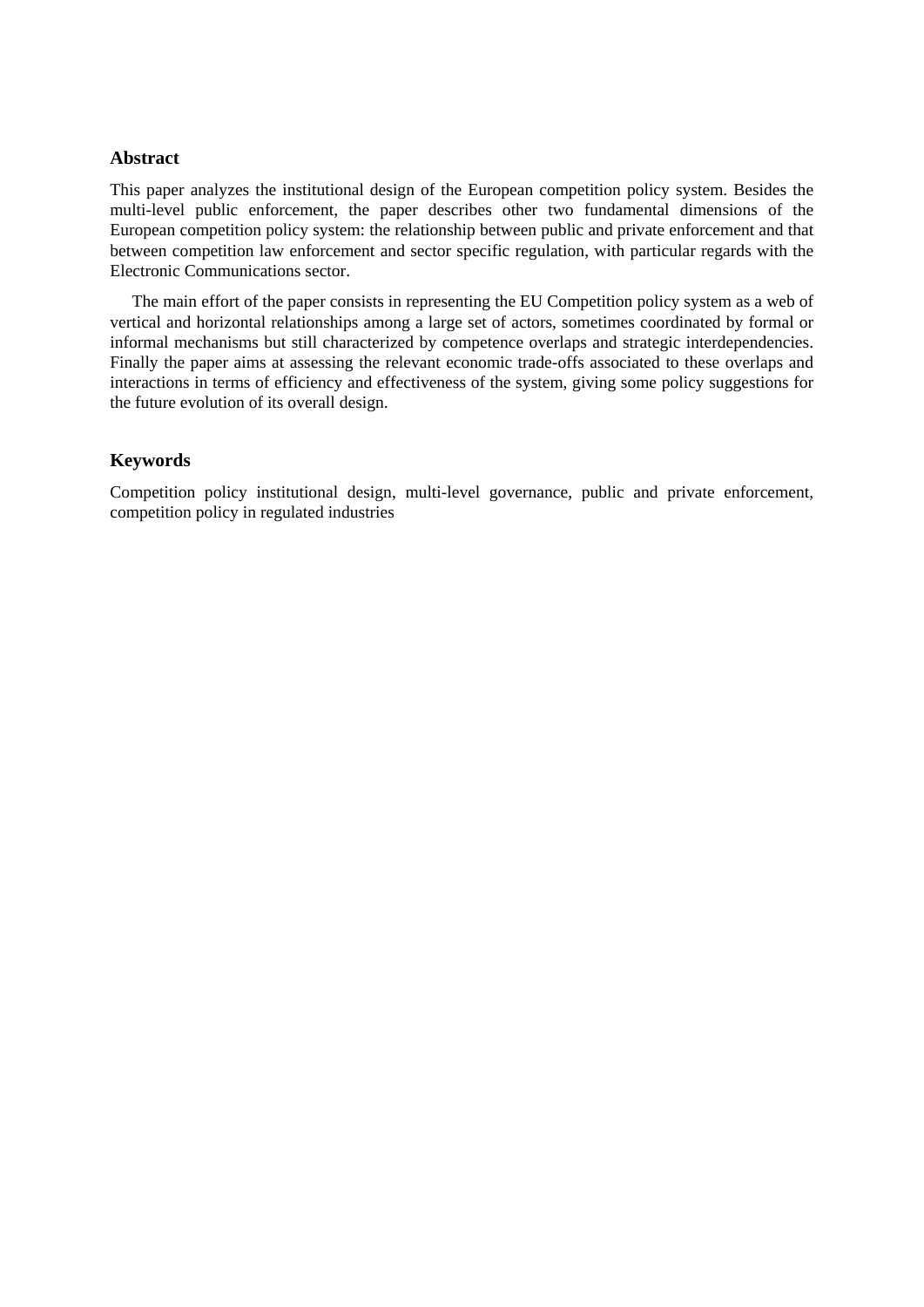### Abstract

This paper analyzes the institutional design of the European competition policy system. Besides the multi-level public enforcement, the paper describes other two fundamental dimensions of the European competition policy system: the relationship between public and private enforcement and that between competition law enforcement and sector specific regulation, with particular regards with the Electronic Communications sector.

The main effort of the paper consists in representing the EU Competition policy system as a web of vertical and horizontal relationships among a large set of actors, sometimes coordinated by formal or informal mechanisms but still characterized by competence overlaps and strategic interdependencies. Finally the paper aims at assessing the relevant economic trade-offs associated to these overlaps and interactions in terms of efficiency and effectiveness of the system, giving some policy suggestions for the future evolution of its overall design.

### Keywords

Competition policy institutional design, multi-level governance, public and private enforcement, competition policy in regulated industries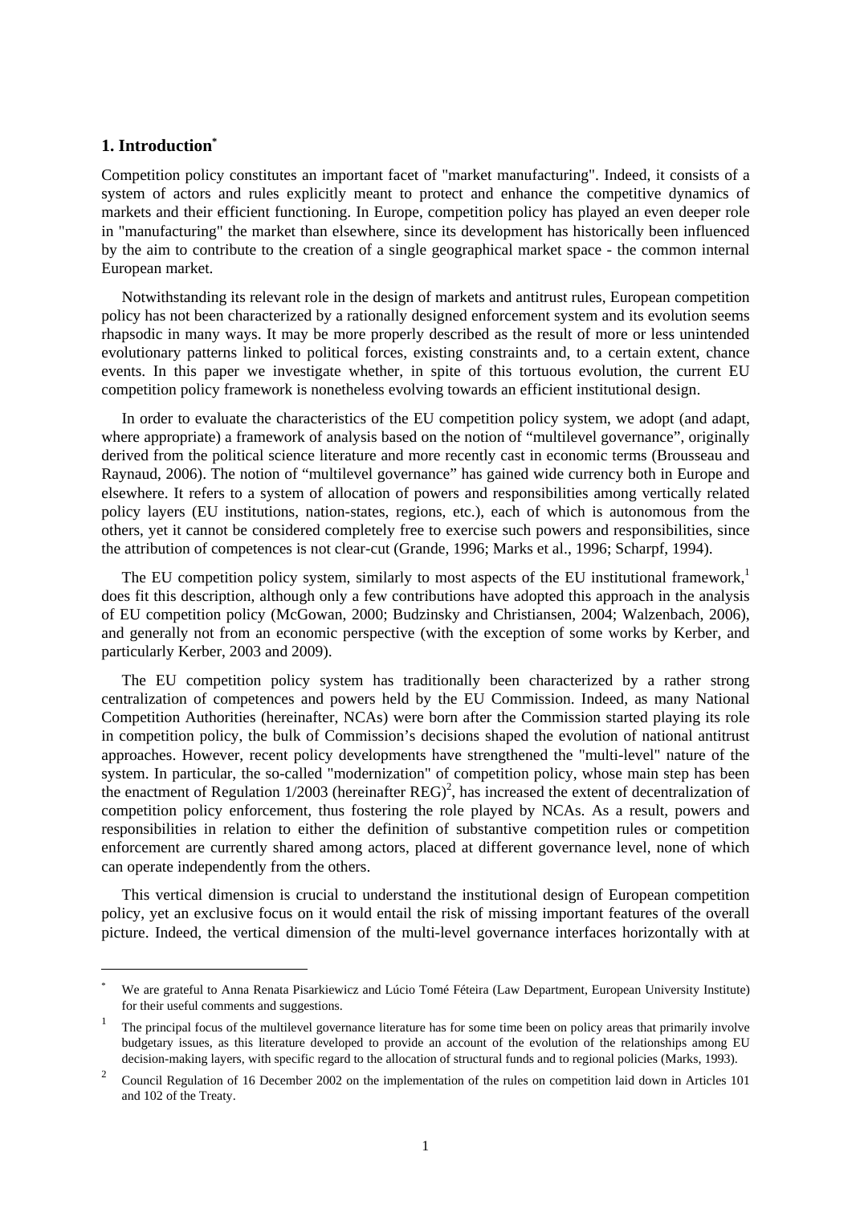## 1. Introduction[*]

Competition policy constitutes an important facet of "market manufacturing". Indeed, it consists of a system of actors and rules explicitly meant to protect and enhance the competitive dynamics of markets and their efficient functioning. In Europe, competition policy has played an even deeper role in "manufacturing" the market than elsewhere, since its development has historically been influenced by the aim to contribute to the creation of a single geographical market space - the common internal European market.

Notwithstanding its relevant role in the design of markets and antitrust rules, European competition policy has not been characterized by a rationally designed enforcement system and its evolution seems rhapsodic in many ways. It may be more properly described as the result of more or less unintended evolutionary patterns linked to political forces, existing constraints and, to a certain extent, chance events. In this paper we investigate whether, in spite of this tortuous evolution, the current EU competition policy framework is nonetheless evolving towards an efficient institutional design.

In order to evaluate the characteristics of the EU competition policy system, we adopt (and adapt, where appropriate) a framework of analysis based on the notion of "multilevel governance", originally derived from the political science literature and more recently cast in economic terms (Brousseau and Raynaud, 2006). The notion of "multilevel governance" has gained wide currency both in Europe and elsewhere. It refers to a system of allocation of powers and responsibilities among vertically related policy layers (EU institutions, nation-states, regions, etc.), each of which is autonomous from the others, yet it cannot be considered completely free to exercise such powers and responsibilities, since the attribution of competences is not clear-cut (Grande, 1996; Marks et al., 1996; Scharpf, 1994).

The EU competition policy system, similarly to most aspects of the EU institutional framework,[1] does fit this description, although only a few contributions have adopted this approach in the analysis of EU competition policy (McGowan, 2000; Budzinsky and Christiansen, 2004; Walzenbach, 2006), and generally not from an economic perspective (with the exception of some works by Kerber, and particularly Kerber, 2003 and 2009).

The EU competition policy system has traditionally been characterized by a rather strong centralization of competences and powers held by the EU Commission. Indeed, as many National Competition Authorities (hereinafter, NCAs) were born after the Commission started playing its role in competition policy, the bulk of Commission's decisions shaped the evolution of national antitrust approaches. However, recent policy developments have strengthened the "multi-level" nature of the system. In particular, the so-called "modernization" of competition policy, whose main step has been the enactment of Regulation 1/2003 (hereinafter REG)[2], has increased the extent of decentralization of competition policy enforcement, thus fostering the role played by NCAs. As a result, powers and responsibilities in relation to either the definition of substantive competition rules or competition enforcement are currently shared among actors, placed at different governance level, none of which can operate independently from the others.

This vertical dimension is crucial to understand the institutional design of European competition policy, yet an exclusive focus on it would entail the risk of missing important features of the overall picture. Indeed, the vertical dimension of the multi-level governance interfaces horizontally with at

---

[*] We are grateful to Anna Renata Pisarkiewicz and Lúcio Tomé Féteira (Law Department, European University Institute) for their useful comments and suggestions.

[1] The principal focus of the multilevel governance literature has for some time been on policy areas that primarily involve budgetary issues, as this literature developed to provide an account of the evolution of the relationships among EU decision-making layers, with specific regard to the allocation of structural funds and to regional policies (Marks, 1993).

[2] Council Regulation of 16 December 2002 on the implementation of the rules on competition laid down in Articles 101 and 102 of the Treaty.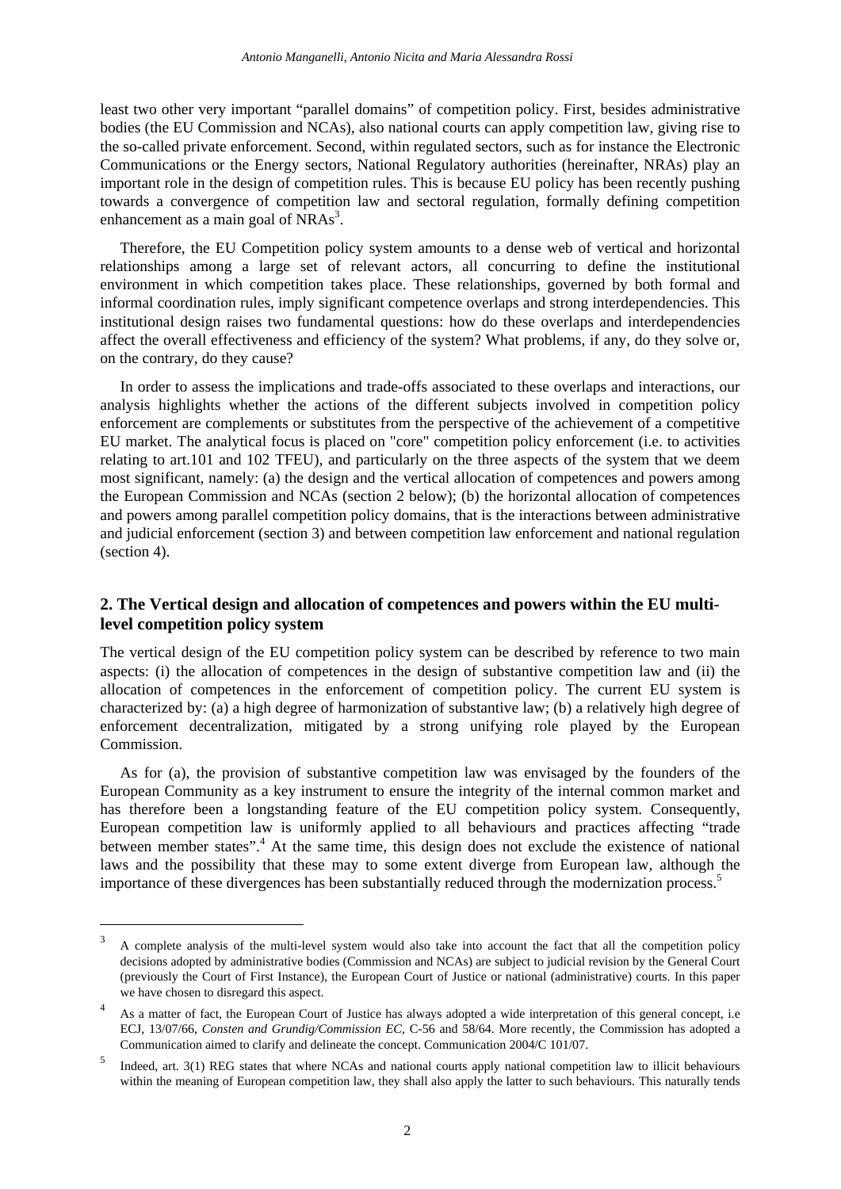least two other very important "parallel domains" of competition policy. First, besides administrative bodies (the EU Commission and NCAs), also national courts can apply competition law, giving rise to the so-called private enforcement. Second, within regulated sectors, such as for instance the Electronic Communications or the Energy sectors, National Regulatory authorities (hereinafter, NRAs) play an important role in the design of competition rules. This is because EU policy has been recently pushing towards a convergence of competition law and sectoral regulation, formally defining competition enhancement as a main goal of NRAs[3].

Therefore, the EU Competition policy system amounts to a dense web of vertical and horizontal relationships among a large set of relevant actors, all concurring to define the institutional environment in which competition takes place. These relationships, governed by both formal and informal coordination rules, imply significant competence overlaps and strong interdependencies. This institutional design raises two fundamental questions: how do these overlaps and interdependencies affect the overall effectiveness and efficiency of the system? What problems, if any, do they solve or, on the contrary, do they cause?

In order to assess the implications and trade-offs associated to these overlaps and interactions, our analysis highlights whether the actions of the different subjects involved in competition policy enforcement are complements or substitutes from the perspective of the achievement of a competitive EU market. The analytical focus is placed on "core" competition policy enforcement (i.e. to activities relating to art.101 and 102 TFEU), and particularly on the three aspects of the system that we deem most significant, namely: (a) the design and the vertical allocation of competences and powers among the European Commission and NCAs (section 2 below); (b) the horizontal allocation of competences and powers among parallel competition policy domains, that is the interactions between administrative and judicial enforcement (section 3) and between competition law enforcement and national regulation (section 4).

## 2. The Vertical design and allocation of competences and powers within the EU multi-level competition policy system

The vertical design of the EU competition policy system can be described by reference to two main aspects: (i) the allocation of competences in the design of substantive competition law and (ii) the allocation of competences in the enforcement of competition policy. The current EU system is characterized by: (a) a high degree of harmonization of substantive law; (b) a relatively high degree of enforcement decentralization, mitigated by a strong unifying role played by the European Commission.

As for (a), the provision of substantive competition law was envisaged by the founders of the European Community as a key instrument to ensure the integrity of the internal common market and has therefore been a longstanding feature of the EU competition policy system. Consequently, European competition law is uniformly applied to all behaviours and practices affecting "trade between member states".[4] At the same time, this design does not exclude the existence of national laws and the possibility that these may to some extent diverge from European law, although the importance of these divergences has been substantially reduced through the modernization process.[5]

---

[3] A complete analysis of the multi-level system would also take into account the fact that all the competition policy decisions adopted by administrative bodies (Commission and NCAs) are subject to judicial revision by the General Court (previously the Court of First Instance), the European Court of Justice or national (administrative) courts. In this paper we have chosen to disregard this aspect.

[4] As a matter of fact, the European Court of Justice has always adopted a wide interpretation of this general concept, i.e ECJ, 13/07/66, *Consten and Grundig/Commission EC*, C-56 and 58/64. More recently, the Commission has adopted a Communication aimed to clarify and delineate the concept. Communication 2004/C 101/07.

[5] Indeed, art. 3(1) REG states that where NCAs and national courts apply national competition law to illicit behaviours within the meaning of European competition law, they shall also apply the latter to such behaviours. This naturally tends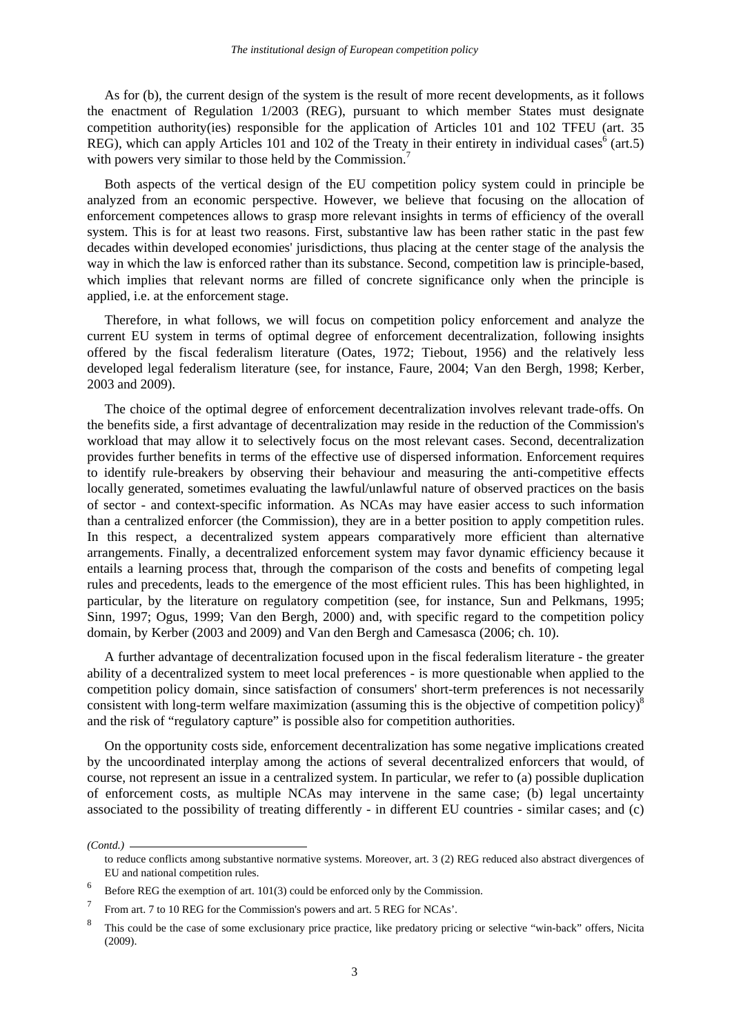As for (b), the current design of the system is the result of more recent developments, as it follows the enactment of Regulation 1/2003 (REG), pursuant to which member States must designate competition authority(ies) responsible for the application of Articles 101 and 102 TFEU (art. 35 REG), which can apply Articles 101 and 102 of the Treaty in their entirety in individual cases[6] (art.5) with powers very similar to those held by the Commission.[7]

Both aspects of the vertical design of the EU competition policy system could in principle be analyzed from an economic perspective. However, we believe that focusing on the allocation of enforcement competences allows to grasp more relevant insights in terms of efficiency of the overall system. This is for at least two reasons. First, substantive law has been rather static in the past few decades within developed economies' jurisdictions, thus placing at the center stage of the analysis the way in which the law is enforced rather than its substance. Second, competition law is principle-based, which implies that relevant norms are filled of concrete significance only when the principle is applied, i.e. at the enforcement stage.

Therefore, in what follows, we will focus on competition policy enforcement and analyze the current EU system in terms of optimal degree of enforcement decentralization, following insights offered by the fiscal federalism literature (Oates, 1972; Tiebout, 1956) and the relatively less developed legal federalism literature (see, for instance, Faure, 2004; Van den Bergh, 1998; Kerber, 2003 and 2009).

The choice of the optimal degree of enforcement decentralization involves relevant trade-offs. On the benefits side, a first advantage of decentralization may reside in the reduction of the Commission's workload that may allow it to selectively focus on the most relevant cases. Second, decentralization provides further benefits in terms of the effective use of dispersed information. Enforcement requires to identify rule-breakers by observing their behaviour and measuring the anti-competitive effects locally generated, sometimes evaluating the lawful/unlawful nature of observed practices on the basis of sector - and context-specific information. As NCAs may have easier access to such information than a centralized enforcer (the Commission), they are in a better position to apply competition rules. In this respect, a decentralized system appears comparatively more efficient than alternative arrangements. Finally, a decentralized enforcement system may favor dynamic efficiency because it entails a learning process that, through the comparison of the costs and benefits of competing legal rules and precedents, leads to the emergence of the most efficient rules. This has been highlighted, in particular, by the literature on regulatory competition (see, for instance, Sun and Pelkmans, 1995; Sinn, 1997; Ogus, 1999; Van den Bergh, 2000) and, with specific regard to the competition policy domain, by Kerber (2003 and 2009) and Van den Bergh and Camesasca (2006; ch. 10).

A further advantage of decentralization focused upon in the fiscal federalism literature - the greater ability of a decentralized system to meet local preferences - is more questionable when applied to the competition policy domain, since satisfaction of consumers' short-term preferences is not necessarily consistent with long-term welfare maximization (assuming this is the objective of competition policy)[8] and the risk of "regulatory capture" is possible also for competition authorities.

On the opportunity costs side, enforcement decentralization has some negative implications created by the uncoordinated interplay among the actions of several decentralized enforcers that would, of course, not represent an issue in a centralized system. In particular, we refer to (a) possible duplication of enforcement costs, as multiple NCAs may intervene in the same case; (b) legal uncertainty associated to the possibility of treating differently - in different EU countries - similar cases; and (c)

---

*(Contd.)*

to reduce conflicts among substantive normative systems. Moreover, art. 3 (2) REG reduced also abstract divergences of EU and national competition rules.

[6] Before REG the exemption of art. 101(3) could be enforced only by the Commission.

[7] From art. 7 to 10 REG for the Commission's powers and art. 5 REG for NCAs'.

[8] This could be the case of some exclusionary price practice, like predatory pricing or selective "win-back" offers, Nicita (2009).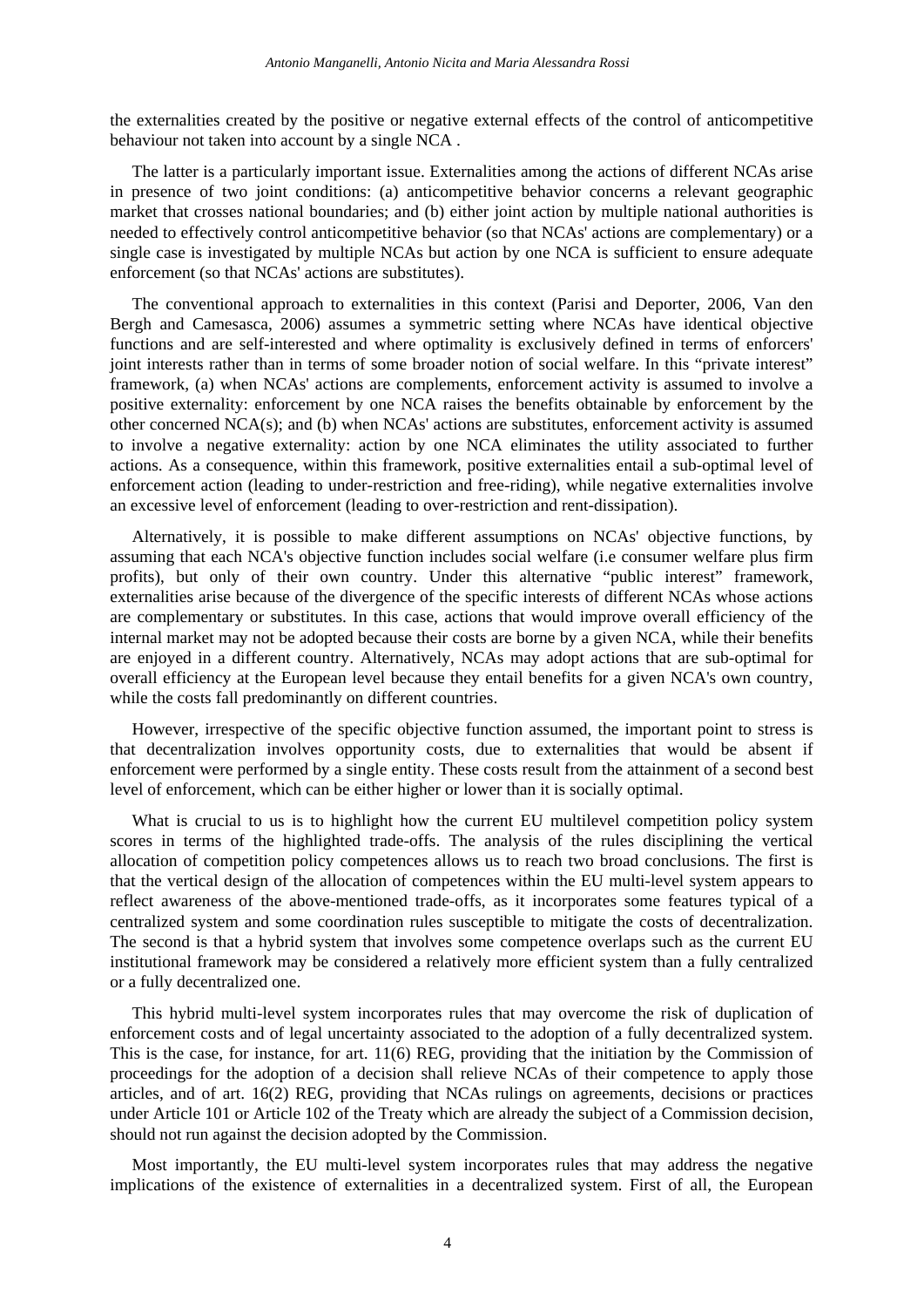the externalities created by the positive or negative external effects of the control of anticompetitive behaviour not taken into account by a single NCA .

The latter is a particularly important issue. Externalities among the actions of different NCAs arise in presence of two joint conditions: (a) anticompetitive behavior concerns a relevant geographic market that crosses national boundaries; and (b) either joint action by multiple national authorities is needed to effectively control anticompetitive behavior (so that NCAs' actions are complementary) or a single case is investigated by multiple NCAs but action by one NCA is sufficient to ensure adequate enforcement (so that NCAs' actions are substitutes).

The conventional approach to externalities in this context (Parisi and Deporter, 2006, Van den Bergh and Camesasca, 2006) assumes a symmetric setting where NCAs have identical objective functions and are self-interested and where optimality is exclusively defined in terms of enforcers' joint interests rather than in terms of some broader notion of social welfare. In this "private interest" framework, (a) when NCAs' actions are complements, enforcement activity is assumed to involve a positive externality: enforcement by one NCA raises the benefits obtainable by enforcement by the other concerned NCA(s); and (b) when NCAs' actions are substitutes, enforcement activity is assumed to involve a negative externality: action by one NCA eliminates the utility associated to further actions. As a consequence, within this framework, positive externalities entail a sub-optimal level of enforcement action (leading to under-restriction and free-riding), while negative externalities involve an excessive level of enforcement (leading to over-restriction and rent-dissipation).

Alternatively, it is possible to make different assumptions on NCAs' objective functions, by assuming that each NCA's objective function includes social welfare (i.e consumer welfare plus firm profits), but only of their own country. Under this alternative "public interest" framework, externalities arise because of the divergence of the specific interests of different NCAs whose actions are complementary or substitutes. In this case, actions that would improve overall efficiency of the internal market may not be adopted because their costs are borne by a given NCA, while their benefits are enjoyed in a different country. Alternatively, NCAs may adopt actions that are sub-optimal for overall efficiency at the European level because they entail benefits for a given NCA's own country, while the costs fall predominantly on different countries.

However, irrespective of the specific objective function assumed, the important point to stress is that decentralization involves opportunity costs, due to externalities that would be absent if enforcement were performed by a single entity. These costs result from the attainment of a second best level of enforcement, which can be either higher or lower than it is socially optimal.

What is crucial to us is to highlight how the current EU multilevel competition policy system scores in terms of the highlighted trade-offs. The analysis of the rules disciplining the vertical allocation of competition policy competences allows us to reach two broad conclusions. The first is that the vertical design of the allocation of competences within the EU multi-level system appears to reflect awareness of the above-mentioned trade-offs, as it incorporates some features typical of a centralized system and some coordination rules susceptible to mitigate the costs of decentralization. The second is that a hybrid system that involves some competence overlaps such as the current EU institutional framework may be considered a relatively more efficient system than a fully centralized or a fully decentralized one.

This hybrid multi-level system incorporates rules that may overcome the risk of duplication of enforcement costs and of legal uncertainty associated to the adoption of a fully decentralized system. This is the case, for instance, for art. 11(6) REG, providing that the initiation by the Commission of proceedings for the adoption of a decision shall relieve NCAs of their competence to apply those articles, and of art. 16(2) REG, providing that NCAs rulings on agreements, decisions or practices under Article 101 or Article 102 of the Treaty which are already the subject of a Commission decision, should not run against the decision adopted by the Commission.

Most importantly, the EU multi-level system incorporates rules that may address the negative implications of the existence of externalities in a decentralized system. First of all, the European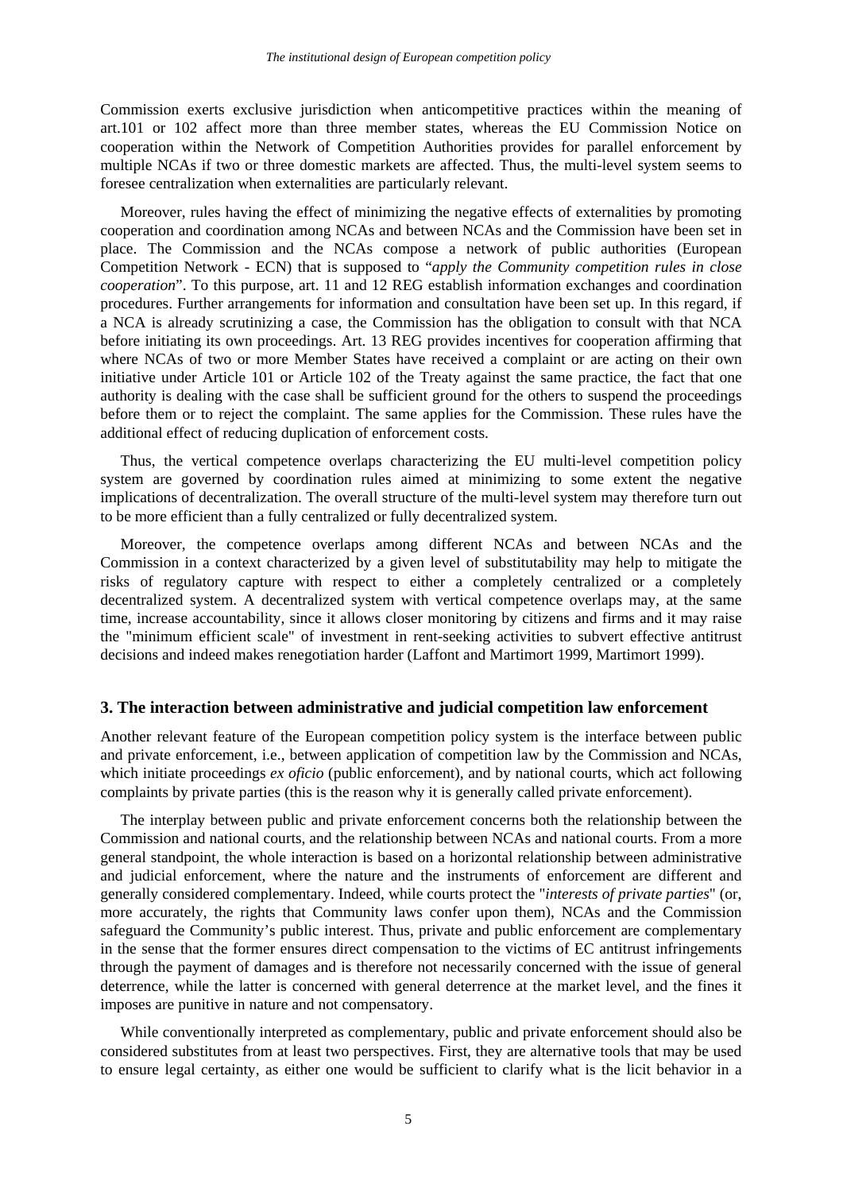Commission exerts exclusive jurisdiction when anticompetitive practices within the meaning of art.101 or 102 affect more than three member states, whereas the EU Commission Notice on cooperation within the Network of Competition Authorities provides for parallel enforcement by multiple NCAs if two or three domestic markets are affected. Thus, the multi-level system seems to foresee centralization when externalities are particularly relevant.

Moreover, rules having the effect of minimizing the negative effects of externalities by promoting cooperation and coordination among NCAs and between NCAs and the Commission have been set in place. The Commission and the NCAs compose a network of public authorities (European Competition Network - ECN) that is supposed to "*apply the Community competition rules in close cooperation*". To this purpose, art. 11 and 12 REG establish information exchanges and coordination procedures. Further arrangements for information and consultation have been set up. In this regard, if a NCA is already scrutinizing a case, the Commission has the obligation to consult with that NCA before initiating its own proceedings. Art. 13 REG provides incentives for cooperation affirming that where NCAs of two or more Member States have received a complaint or are acting on their own initiative under Article 101 or Article 102 of the Treaty against the same practice, the fact that one authority is dealing with the case shall be sufficient ground for the others to suspend the proceedings before them or to reject the complaint. The same applies for the Commission. These rules have the additional effect of reducing duplication of enforcement costs.

Thus, the vertical competence overlaps characterizing the EU multi-level competition policy system are governed by coordination rules aimed at minimizing to some extent the negative implications of decentralization. The overall structure of the multi-level system may therefore turn out to be more efficient than a fully centralized or fully decentralized system.

Moreover, the competence overlaps among different NCAs and between NCAs and the Commission in a context characterized by a given level of substitutability may help to mitigate the risks of regulatory capture with respect to either a completely centralized or a completely decentralized system. A decentralized system with vertical competence overlaps may, at the same time, increase accountability, since it allows closer monitoring by citizens and firms and it may raise the "minimum efficient scale" of investment in rent-seeking activities to subvert effective antitrust decisions and indeed makes renegotiation harder (Laffont and Martimort 1999, Martimort 1999).

## 3. The interaction between administrative and judicial competition law enforcement

Another relevant feature of the European competition policy system is the interface between public and private enforcement, i.e., between application of competition law by the Commission and NCAs, which initiate proceedings *ex oficio* (public enforcement), and by national courts, which act following complaints by private parties (this is the reason why it is generally called private enforcement).

The interplay between public and private enforcement concerns both the relationship between the Commission and national courts, and the relationship between NCAs and national courts. From a more general standpoint, the whole interaction is based on a horizontal relationship between administrative and judicial enforcement, where the nature and the instruments of enforcement are different and generally considered complementary. Indeed, while courts protect the "*interests of private parties*" (or, more accurately, the rights that Community laws confer upon them), NCAs and the Commission safeguard the Community's public interest. Thus, private and public enforcement are complementary in the sense that the former ensures direct compensation to the victims of EC antitrust infringements through the payment of damages and is therefore not necessarily concerned with the issue of general deterrence, while the latter is concerned with general deterrence at the market level, and the fines it imposes are punitive in nature and not compensatory.

While conventionally interpreted as complementary, public and private enforcement should also be considered substitutes from at least two perspectives. First, they are alternative tools that may be used to ensure legal certainty, as either one would be sufficient to clarify what is the licit behavior in a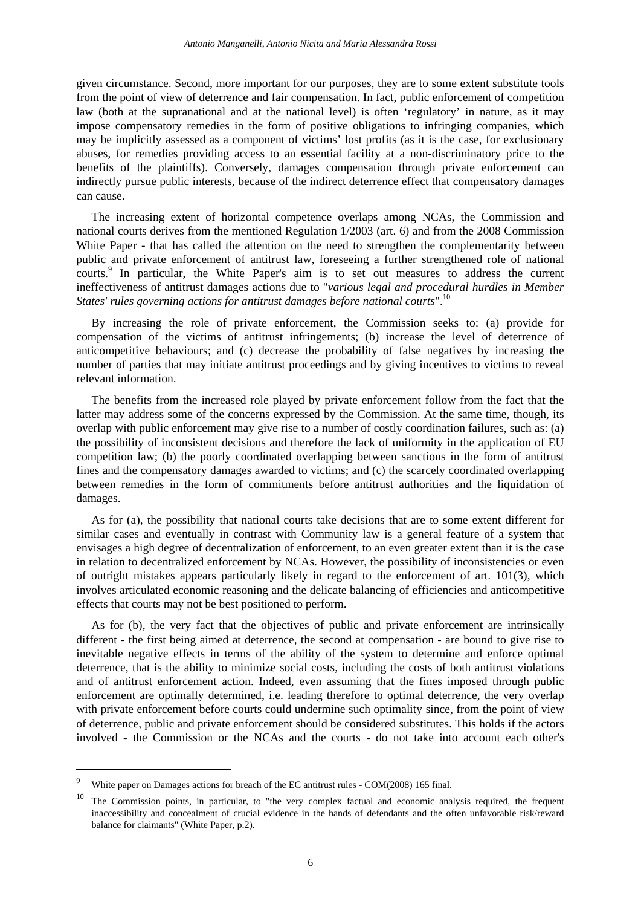given circumstance. Second, more important for our purposes, they are to some extent substitute tools from the point of view of deterrence and fair compensation. In fact, public enforcement of competition law (both at the supranational and at the national level) is often 'regulatory' in nature, as it may impose compensatory remedies in the form of positive obligations to infringing companies, which may be implicitly assessed as a component of victims' lost profits (as it is the case, for exclusionary abuses, for remedies providing access to an essential facility at a non-discriminatory price to the benefits of the plaintiffs). Conversely, damages compensation through private enforcement can indirectly pursue public interests, because of the indirect deterrence effect that compensatory damages can cause.

The increasing extent of horizontal competence overlaps among NCAs, the Commission and national courts derives from the mentioned Regulation 1/2003 (art. 6) and from the 2008 Commission White Paper - that has called the attention on the need to strengthen the complementarity between public and private enforcement of antitrust law, foreseeing a further strengthened role of national courts.[9] In particular, the White Paper's aim is to set out measures to address the current ineffectiveness of antitrust damages actions due to "*various legal and procedural hurdles in Member States' rules governing actions for antitrust damages before national courts*".[10]

By increasing the role of private enforcement, the Commission seeks to: (a) provide for compensation of the victims of antitrust infringements; (b) increase the level of deterrence of anticompetitive behaviours; and (c) decrease the probability of false negatives by increasing the number of parties that may initiate antitrust proceedings and by giving incentives to victims to reveal relevant information.

The benefits from the increased role played by private enforcement follow from the fact that the latter may address some of the concerns expressed by the Commission. At the same time, though, its overlap with public enforcement may give rise to a number of costly coordination failures, such as: (a) the possibility of inconsistent decisions and therefore the lack of uniformity in the application of EU competition law; (b) the poorly coordinated overlapping between sanctions in the form of antitrust fines and the compensatory damages awarded to victims; and (c) the scarcely coordinated overlapping between remedies in the form of commitments before antitrust authorities and the liquidation of damages.

As for (a), the possibility that national courts take decisions that are to some extent different for similar cases and eventually in contrast with Community law is a general feature of a system that envisages a high degree of decentralization of enforcement, to an even greater extent than it is the case in relation to decentralized enforcement by NCAs. However, the possibility of inconsistencies or even of outright mistakes appears particularly likely in regard to the enforcement of art. 101(3), which involves articulated economic reasoning and the delicate balancing of efficiencies and anticompetitive effects that courts may not be best positioned to perform.

As for (b), the very fact that the objectives of public and private enforcement are intrinsically different - the first being aimed at deterrence, the second at compensation - are bound to give rise to inevitable negative effects in terms of the ability of the system to determine and enforce optimal deterrence, that is the ability to minimize social costs, including the costs of both antitrust violations and of antitrust enforcement action. Indeed, even assuming that the fines imposed through public enforcement are optimally determined, i.e. leading therefore to optimal deterrence, the very overlap with private enforcement before courts could undermine such optimality since, from the point of view of deterrence, public and private enforcement should be considered substitutes. This holds if the actors involved - the Commission or the NCAs and the courts - do not take into account each other's

---

[9] White paper on Damages actions for breach of the EC antitrust rules - COM(2008) 165 final.

[10] The Commission points, in particular, to "the very complex factual and economic analysis required, the frequent inaccessibility and concealment of crucial evidence in the hands of defendants and the often unfavorable risk/reward balance for claimants" (White Paper, p.2).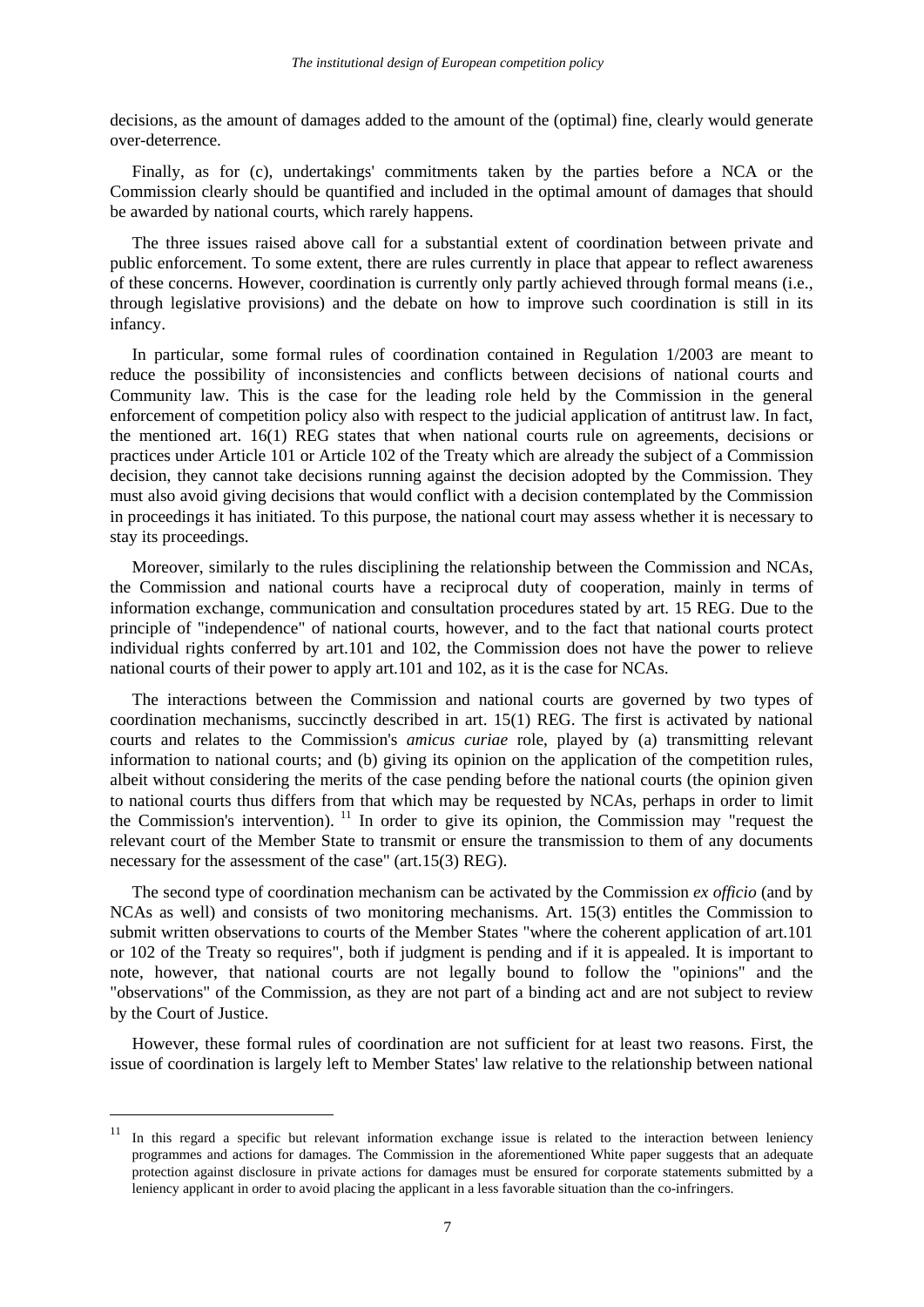decisions, as the amount of damages added to the amount of the (optimal) fine, clearly would generate over-deterrence.

Finally, as for (c), undertakings' commitments taken by the parties before a NCA or the Commission clearly should be quantified and included in the optimal amount of damages that should be awarded by national courts, which rarely happens.

The three issues raised above call for a substantial extent of coordination between private and public enforcement. To some extent, there are rules currently in place that appear to reflect awareness of these concerns. However, coordination is currently only partly achieved through formal means (i.e., through legislative provisions) and the debate on how to improve such coordination is still in its infancy.

In particular, some formal rules of coordination contained in Regulation 1/2003 are meant to reduce the possibility of inconsistencies and conflicts between decisions of national courts and Community law. This is the case for the leading role held by the Commission in the general enforcement of competition policy also with respect to the judicial application of antitrust law. In fact, the mentioned art. 16(1) REG states that when national courts rule on agreements, decisions or practices under Article 101 or Article 102 of the Treaty which are already the subject of a Commission decision, they cannot take decisions running against the decision adopted by the Commission. They must also avoid giving decisions that would conflict with a decision contemplated by the Commission in proceedings it has initiated. To this purpose, the national court may assess whether it is necessary to stay its proceedings.

Moreover, similarly to the rules disciplining the relationship between the Commission and NCAs, the Commission and national courts have a reciprocal duty of cooperation, mainly in terms of information exchange, communication and consultation procedures stated by art. 15 REG. Due to the principle of "independence" of national courts, however, and to the fact that national courts protect individual rights conferred by art.101 and 102, the Commission does not have the power to relieve national courts of their power to apply art.101 and 102, as it is the case for NCAs.

The interactions between the Commission and national courts are governed by two types of coordination mechanisms, succinctly described in art. 15(1) REG. The first is activated by national courts and relates to the Commission's *amicus curiae* role, played by (a) transmitting relevant information to national courts; and (b) giving its opinion on the application of the competition rules, albeit without considering the merits of the case pending before the national courts (the opinion given to national courts thus differs from that which may be requested by NCAs, perhaps in order to limit the Commission's intervention). [11] In order to give its opinion, the Commission may "request the relevant court of the Member State to transmit or ensure the transmission to them of any documents necessary for the assessment of the case" (art.15(3) REG).

The second type of coordination mechanism can be activated by the Commission *ex officio* (and by NCAs as well) and consists of two monitoring mechanisms. Art. 15(3) entitles the Commission to submit written observations to courts of the Member States "where the coherent application of art.101 or 102 of the Treaty so requires", both if judgment is pending and if it is appealed. It is important to note, however, that national courts are not legally bound to follow the "opinions" and the "observations" of the Commission, as they are not part of a binding act and are not subject to review by the Court of Justice.

However, these formal rules of coordination are not sufficient for at least two reasons. First, the issue of coordination is largely left to Member States' law relative to the relationship between national

[11] In this regard a specific but relevant information exchange issue is related to the interaction between leniency programmes and actions for damages. The Commission in the aforementioned White paper suggests that an adequate protection against disclosure in private actions for damages must be ensured for corporate statements submitted by a leniency applicant in order to avoid placing the applicant in a less favorable situation than the co-infringers.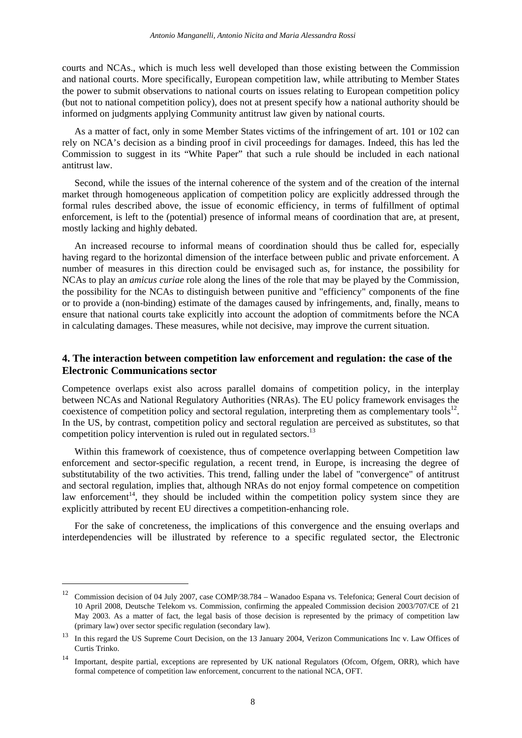courts and NCAs., which is much less well developed than those existing between the Commission and national courts. More specifically, European competition law, while attributing to Member States the power to submit observations to national courts on issues relating to European competition policy (but not to national competition policy), does not at present specify how a national authority should be informed on judgments applying Community antitrust law given by national courts.

As a matter of fact, only in some Member States victims of the infringement of art. 101 or 102 can rely on NCA's decision as a binding proof in civil proceedings for damages. Indeed, this has led the Commission to suggest in its "White Paper" that such a rule should be included in each national antitrust law.

Second, while the issues of the internal coherence of the system and of the creation of the internal market through homogeneous application of competition policy are explicitly addressed through the formal rules described above, the issue of economic efficiency, in terms of fulfillment of optimal enforcement, is left to the (potential) presence of informal means of coordination that are, at present, mostly lacking and highly debated.

An increased recourse to informal means of coordination should thus be called for, especially having regard to the horizontal dimension of the interface between public and private enforcement. A number of measures in this direction could be envisaged such as, for instance, the possibility for NCAs to play an *amicus curiae* role along the lines of the role that may be played by the Commission, the possibility for the NCAs to distinguish between punitive and "efficiency" components of the fine or to provide a (non-binding) estimate of the damages caused by infringements, and, finally, means to ensure that national courts take explicitly into account the adoption of commitments before the NCA in calculating damages. These measures, while not decisive, may improve the current situation.

## 4. The interaction between competition law enforcement and regulation: the case of the Electronic Communications sector

Competence overlaps exist also across parallel domains of competition policy, in the interplay between NCAs and National Regulatory Authorities (NRAs). The EU policy framework envisages the coexistence of competition policy and sectoral regulation, interpreting them as complementary tools[12]. In the US, by contrast, competition policy and sectoral regulation are perceived as substitutes, so that competition policy intervention is ruled out in regulated sectors.[13]

Within this framework of coexistence, thus of competence overlapping between Competition law enforcement and sector-specific regulation, a recent trend, in Europe, is increasing the degree of substitutability of the two activities. This trend, falling under the label of "convergence" of antitrust and sectoral regulation, implies that, although NRAs do not enjoy formal competence on competition law enforcement[14], they should be included within the competition policy system since they are explicitly attributed by recent EU directives a competition-enhancing role.

For the sake of concreteness, the implications of this convergence and the ensuing overlaps and interdependencies will be illustrated by reference to a specific regulated sector, the Electronic

---

[12] Commission decision of 04 July 2007, case COMP/38.784 – Wanadoo Espana vs. Telefonica; General Court decision of 10 April 2008, Deutsche Telekom vs. Commission, confirming the appealed Commission decision 2003/707/CE of 21 May 2003. As a matter of fact, the legal basis of those decision is represented by the primacy of competition law (primary law) over sector specific regulation (secondary law).

[13] In this regard the US Supreme Court Decision, on the 13 January 2004, Verizon Communications Inc v. Law Offices of Curtis Trinko.

[14] Important, despite partial, exceptions are represented by UK national Regulators (Ofcom, Ofgem, ORR), which have formal competence of competition law enforcement, concurrent to the national NCA, OFT.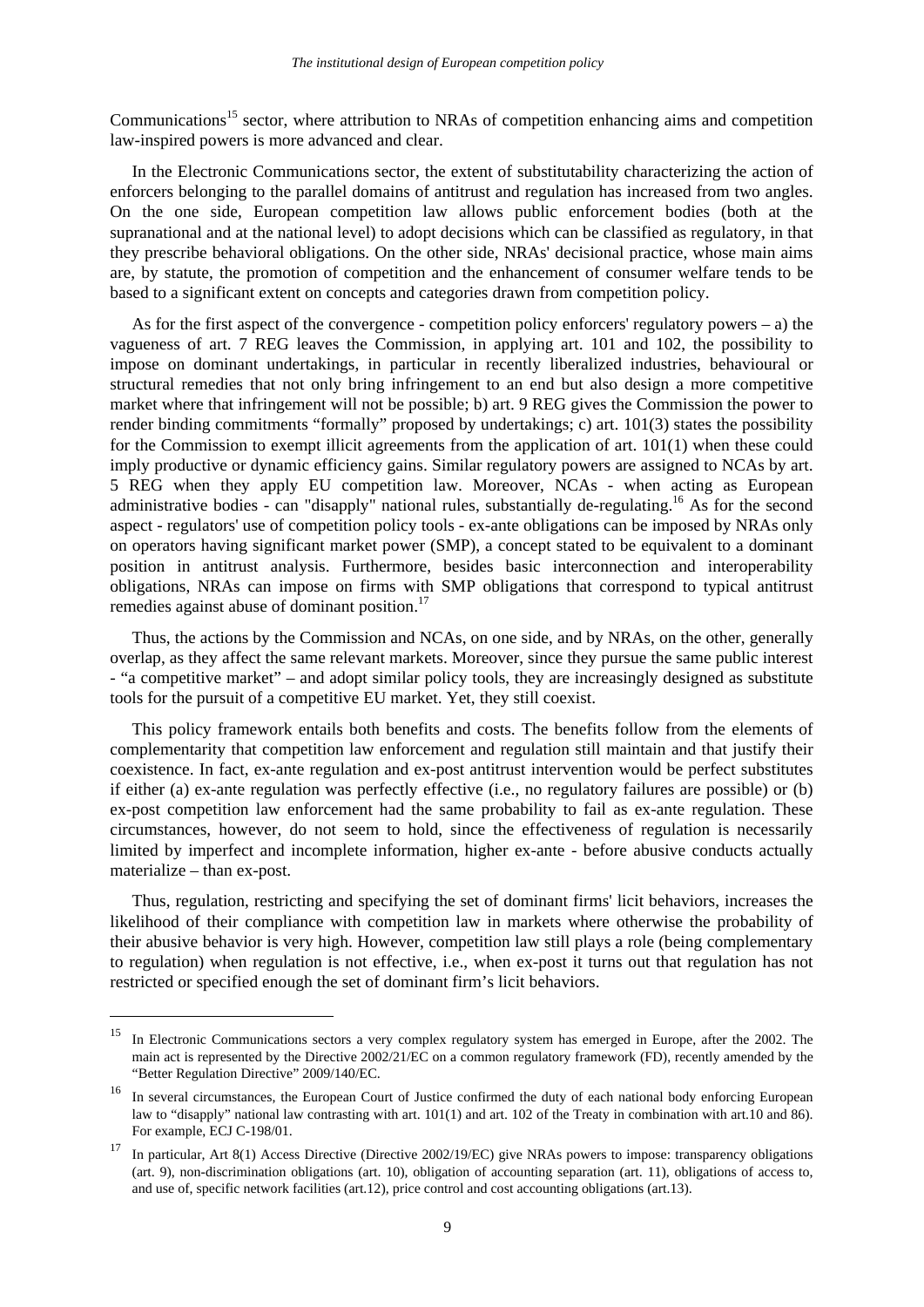Communications[15] sector, where attribution to NRAs of competition enhancing aims and competition law-inspired powers is more advanced and clear.

In the Electronic Communications sector, the extent of substitutability characterizing the action of enforcers belonging to the parallel domains of antitrust and regulation has increased from two angles. On the one side, European competition law allows public enforcement bodies (both at the supranational and at the national level) to adopt decisions which can be classified as regulatory, in that they prescribe behavioral obligations. On the other side, NRAs' decisional practice, whose main aims are, by statute, the promotion of competition and the enhancement of consumer welfare tends to be based to a significant extent on concepts and categories drawn from competition policy.

As for the first aspect of the convergence - competition policy enforcers' regulatory powers – a) the vagueness of art. 7 REG leaves the Commission, in applying art. 101 and 102, the possibility to impose on dominant undertakings, in particular in recently liberalized industries, behavioural or structural remedies that not only bring infringement to an end but also design a more competitive market where that infringement will not be possible; b) art. 9 REG gives the Commission the power to render binding commitments "formally" proposed by undertakings; c) art. 101(3) states the possibility for the Commission to exempt illicit agreements from the application of art. 101(1) when these could imply productive or dynamic efficiency gains. Similar regulatory powers are assigned to NCAs by art. 5 REG when they apply EU competition law. Moreover, NCAs - when acting as European administrative bodies - can "disapply" national rules, substantially de-regulating.[16] As for the second aspect - regulators' use of competition policy tools - ex-ante obligations can be imposed by NRAs only on operators having significant market power (SMP), a concept stated to be equivalent to a dominant position in antitrust analysis. Furthermore, besides basic interconnection and interoperability obligations, NRAs can impose on firms with SMP obligations that correspond to typical antitrust remedies against abuse of dominant position.[17]

Thus, the actions by the Commission and NCAs, on one side, and by NRAs, on the other, generally overlap, as they affect the same relevant markets. Moreover, since they pursue the same public interest - "a competitive market" – and adopt similar policy tools, they are increasingly designed as substitute tools for the pursuit of a competitive EU market. Yet, they still coexist.

This policy framework entails both benefits and costs. The benefits follow from the elements of complementarity that competition law enforcement and regulation still maintain and that justify their coexistence. In fact, ex-ante regulation and ex-post antitrust intervention would be perfect substitutes if either (a) ex-ante regulation was perfectly effective (i.e., no regulatory failures are possible) or (b) ex-post competition law enforcement had the same probability to fail as ex-ante regulation. These circumstances, however, do not seem to hold, since the effectiveness of regulation is necessarily limited by imperfect and incomplete information, higher ex-ante - before abusive conducts actually materialize – than ex-post.

Thus, regulation, restricting and specifying the set of dominant firms' licit behaviors, increases the likelihood of their compliance with competition law in markets where otherwise the probability of their abusive behavior is very high. However, competition law still plays a role (being complementary to regulation) when regulation is not effective, i.e., when ex-post it turns out that regulation has not restricted or specified enough the set of dominant firm's licit behaviors.

---

[15] In Electronic Communications sectors a very complex regulatory system has emerged in Europe, after the 2002. The main act is represented by the Directive 2002/21/EC on a common regulatory framework (FD), recently amended by the "Better Regulation Directive" 2009/140/EC.

[16] In several circumstances, the European Court of Justice confirmed the duty of each national body enforcing European law to "disapply" national law contrasting with art. 101(1) and art. 102 of the Treaty in combination with art.10 and 86). For example, ECJ C-198/01.

[17] In particular, Art 8(1) Access Directive (Directive 2002/19/EC) give NRAs powers to impose: transparency obligations (art. 9), non-discrimination obligations (art. 10), obligation of accounting separation (art. 11), obligations of access to, and use of, specific network facilities (art.12), price control and cost accounting obligations (art.13).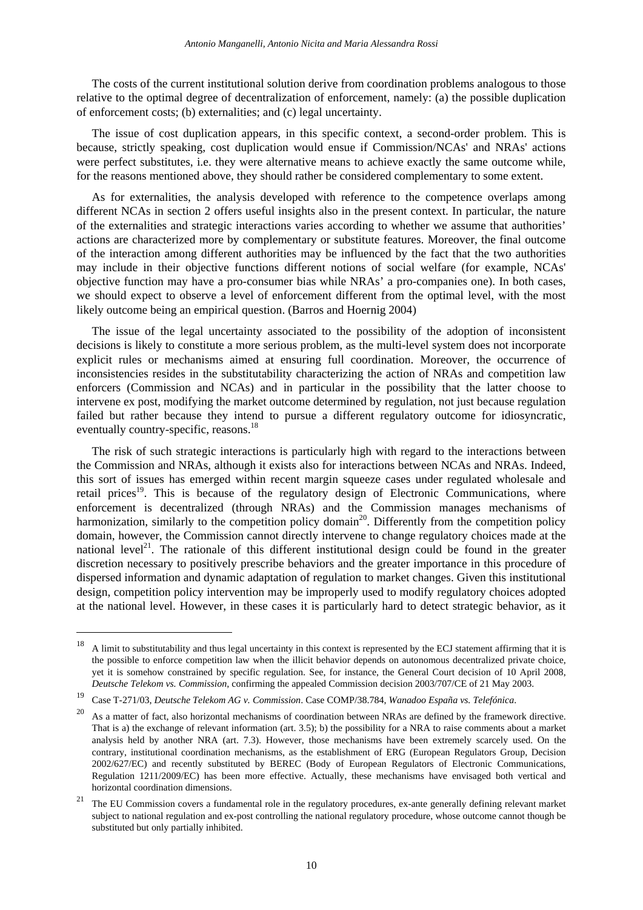The costs of the current institutional solution derive from coordination problems analogous to those relative to the optimal degree of decentralization of enforcement, namely: (a) the possible duplication of enforcement costs; (b) externalities; and (c) legal uncertainty.

The issue of cost duplication appears, in this specific context, a second-order problem. This is because, strictly speaking, cost duplication would ensue if Commission/NCAs' and NRAs' actions were perfect substitutes, i.e. they were alternative means to achieve exactly the same outcome while, for the reasons mentioned above, they should rather be considered complementary to some extent.

As for externalities, the analysis developed with reference to the competence overlaps among different NCAs in section 2 offers useful insights also in the present context. In particular, the nature of the externalities and strategic interactions varies according to whether we assume that authorities' actions are characterized more by complementary or substitute features. Moreover, the final outcome of the interaction among different authorities may be influenced by the fact that the two authorities may include in their objective functions different notions of social welfare (for example, NCAs' objective function may have a pro-consumer bias while NRAs' a pro-companies one). In both cases, we should expect to observe a level of enforcement different from the optimal level, with the most likely outcome being an empirical question. (Barros and Hoernig 2004)

The issue of the legal uncertainty associated to the possibility of the adoption of inconsistent decisions is likely to constitute a more serious problem, as the multi-level system does not incorporate explicit rules or mechanisms aimed at ensuring full coordination. Moreover, the occurrence of inconsistencies resides in the substitutability characterizing the action of NRAs and competition law enforcers (Commission and NCAs) and in particular in the possibility that the latter choose to intervene ex post, modifying the market outcome determined by regulation, not just because regulation failed but rather because they intend to pursue a different regulatory outcome for idiosyncratic, eventually country-specific, reasons.[18]

The risk of such strategic interactions is particularly high with regard to the interactions between the Commission and NRAs, although it exists also for interactions between NCAs and NRAs. Indeed, this sort of issues has emerged within recent margin squeeze cases under regulated wholesale and retail prices[19]. This is because of the regulatory design of Electronic Communications, where enforcement is decentralized (through NRAs) and the Commission manages mechanisms of harmonization, similarly to the competition policy domain[20]. Differently from the competition policy domain, however, the Commission cannot directly intervene to change regulatory choices made at the national level[21]. The rationale of this different institutional design could be found in the greater discretion necessary to positively prescribe behaviors and the greater importance in this procedure of dispersed information and dynamic adaptation of regulation to market changes. Given this institutional design, competition policy intervention may be improperly used to modify regulatory choices adopted at the national level. However, in these cases it is particularly hard to detect strategic behavior, as it

---

[18] A limit to substitutability and thus legal uncertainty in this context is represented by the ECJ statement affirming that it is the possible to enforce competition law when the illicit behavior depends on autonomous decentralized private choice, yet it is somehow constrained by specific regulation. See, for instance, the General Court decision of 10 April 2008, *Deutsche Telekom vs. Commission*, confirming the appealed Commission decision 2003/707/CE of 21 May 2003.

[19] Case T-271/03, *Deutsche Telekom AG v. Commission*. Case COMP/38.784, *Wanadoo España vs. Telefónica*.

[20] As a matter of fact, also horizontal mechanisms of coordination between NRAs are defined by the framework directive. That is a) the exchange of relevant information (art. 3.5); b) the possibility for a NRA to raise comments about a market analysis held by another NRA (art. 7.3). However, those mechanisms have been extremely scarcely used. On the contrary, institutional coordination mechanisms, as the establishment of ERG (European Regulators Group, Decision 2002/627/EC) and recently substituted by BEREC (Body of European Regulators of Electronic Communications, Regulation 1211/2009/EC) has been more effective. Actually, these mechanisms have envisaged both vertical and horizontal coordination dimensions.

[21] The EU Commission covers a fundamental role in the regulatory procedures, ex-ante generally defining relevant market subject to national regulation and ex-post controlling the national regulatory procedure, whose outcome cannot though be substituted but only partially inhibited.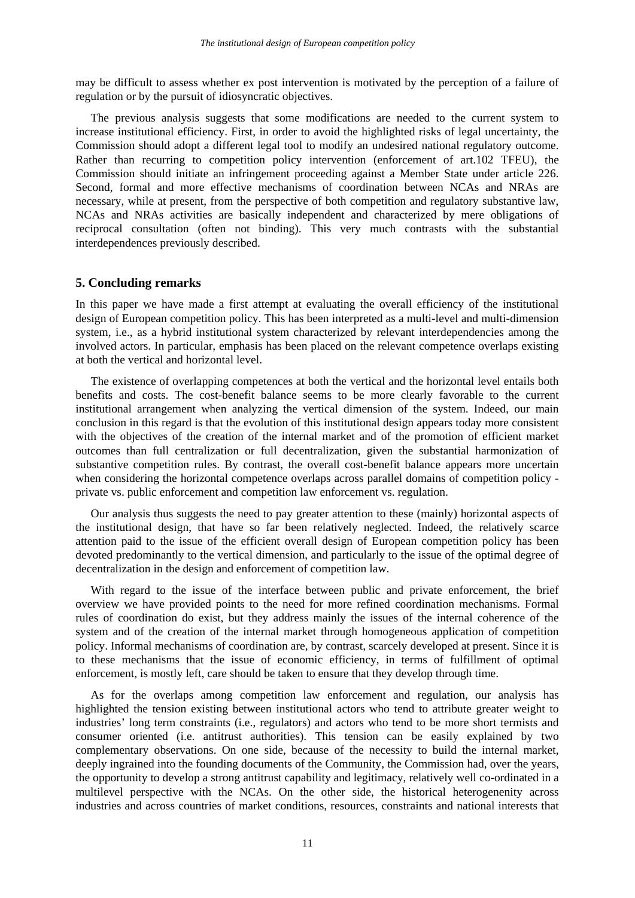may be difficult to assess whether ex post intervention is motivated by the perception of a failure of regulation or by the pursuit of idiosyncratic objectives.

The previous analysis suggests that some modifications are needed to the current system to increase institutional efficiency. First, in order to avoid the highlighted risks of legal uncertainty, the Commission should adopt a different legal tool to modify an undesired national regulatory outcome. Rather than recurring to competition policy intervention (enforcement of art.102 TFEU), the Commission should initiate an infringement proceeding against a Member State under article 226. Second, formal and more effective mechanisms of coordination between NCAs and NRAs are necessary, while at present, from the perspective of both competition and regulatory substantive law, NCAs and NRAs activities are basically independent and characterized by mere obligations of reciprocal consultation (often not binding). This very much contrasts with the substantial interdependences previously described.

## 5. Concluding remarks

In this paper we have made a first attempt at evaluating the overall efficiency of the institutional design of European competition policy. This has been interpreted as a multi-level and multi-dimension system, i.e., as a hybrid institutional system characterized by relevant interdependencies among the involved actors. In particular, emphasis has been placed on the relevant competence overlaps existing at both the vertical and horizontal level.

The existence of overlapping competences at both the vertical and the horizontal level entails both benefits and costs. The cost-benefit balance seems to be more clearly favorable to the current institutional arrangement when analyzing the vertical dimension of the system. Indeed, our main conclusion in this regard is that the evolution of this institutional design appears today more consistent with the objectives of the creation of the internal market and of the promotion of efficient market outcomes than full centralization or full decentralization, given the substantial harmonization of substantive competition rules. By contrast, the overall cost-benefit balance appears more uncertain when considering the horizontal competence overlaps across parallel domains of competition policy - private vs. public enforcement and competition law enforcement vs. regulation.

Our analysis thus suggests the need to pay greater attention to these (mainly) horizontal aspects of the institutional design, that have so far been relatively neglected. Indeed, the relatively scarce attention paid to the issue of the efficient overall design of European competition policy has been devoted predominantly to the vertical dimension, and particularly to the issue of the optimal degree of decentralization in the design and enforcement of competition law.

With regard to the issue of the interface between public and private enforcement, the brief overview we have provided points to the need for more refined coordination mechanisms. Formal rules of coordination do exist, but they address mainly the issues of the internal coherence of the system and of the creation of the internal market through homogeneous application of competition policy. Informal mechanisms of coordination are, by contrast, scarcely developed at present. Since it is to these mechanisms that the issue of economic efficiency, in terms of fulfillment of optimal enforcement, is mostly left, care should be taken to ensure that they develop through time.

As for the overlaps among competition law enforcement and regulation, our analysis has highlighted the tension existing between institutional actors who tend to attribute greater weight to industries' long term constraints (i.e., regulators) and actors who tend to be more short termists and consumer oriented (i.e. antitrust authorities). This tension can be easily explained by two complementary observations. On one side, because of the necessity to build the internal market, deeply ingrained into the founding documents of the Community, the Commission had, over the years, the opportunity to develop a strong antitrust capability and legitimacy, relatively well co-ordinated in a multilevel perspective with the NCAs. On the other side, the historical heterogenenity across industries and across countries of market conditions, resources, constraints and national interests that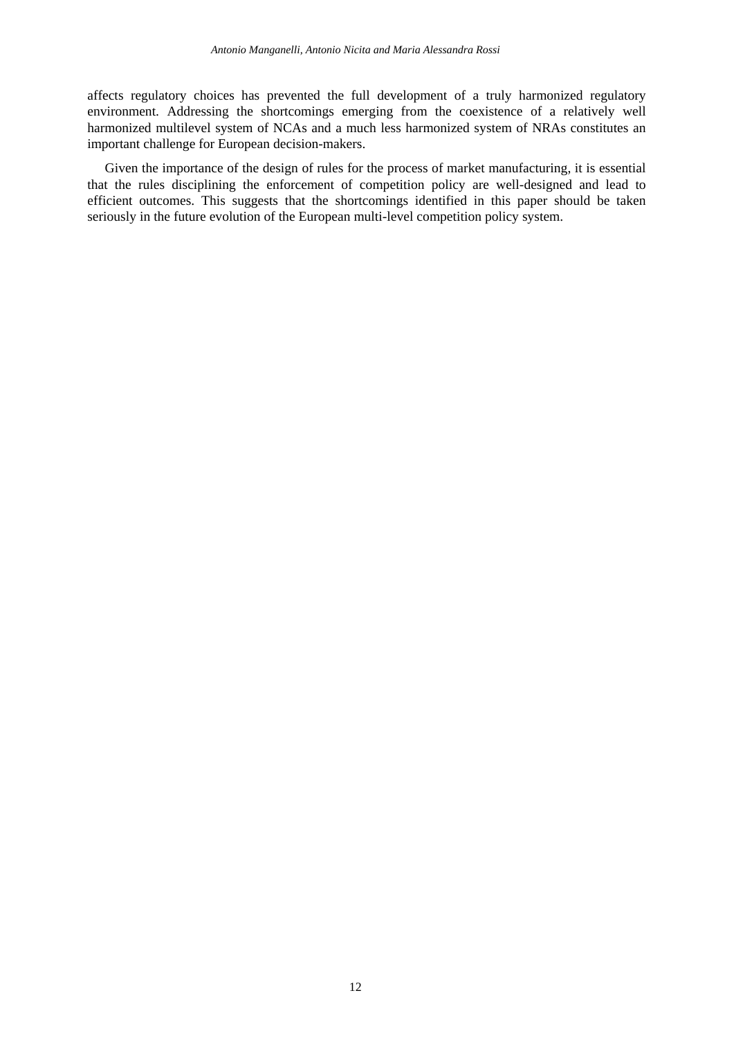affects regulatory choices has prevented the full development of a truly harmonized regulatory environment. Addressing the shortcomings emerging from the coexistence of a relatively well harmonized multilevel system of NCAs and a much less harmonized system of NRAs constitutes an important challenge for European decision-makers.

Given the importance of the design of rules for the process of market manufacturing, it is essential that the rules disciplining the enforcement of competition policy are well-designed and lead to efficient outcomes. This suggests that the shortcomings identified in this paper should be taken seriously in the future evolution of the European multi-level competition policy system.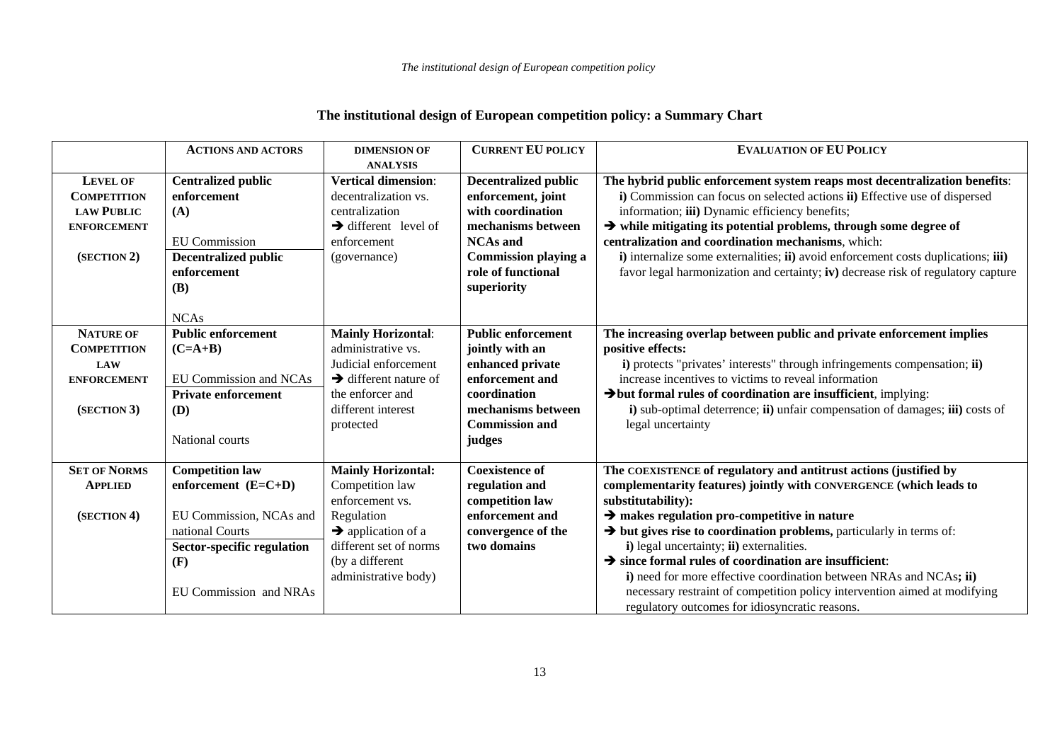## The institutional design of European competition policy: a Summary Chart

| | **ACTIONS AND ACTORS** | **DIMENSION OF ANALYSIS** | **CURRENT EU POLICY** | **EVALUATION OF EU POLICY** |
|---|---|---|---|---|
| **LEVEL OF COMPETITION LAW PUBLIC ENFORCEMENT** (SECTION 2) | **Centralized public enforcement (A)** EU Commission **Decentralized public enforcement (B)** NCAs | **Vertical dimension**: decentralization vs. centralization → different level of enforcement (governance) | **Decentralized public enforcement, joint with coordination mechanisms between NCAs and Commission playing a role of functional superiority** | **The hybrid public enforcement system reaps most decentralization benefits**: **i)** Commission can focus on selected actions **ii)** Effective use of dispersed information; **iii)** Dynamic efficiency benefits; → **while mitigating its potential problems, through some degree of centralization and coordination mechanisms**, which: **i)** internalize some externalities; **ii)** avoid enforcement costs duplications; **iii)** favor legal harmonization and certainty; **iv)** decrease risk of regulatory capture |
| **NATURE OF COMPETITION LAW ENFORCEMENT** (SECTION 3) | **Public enforcement (C=A+B)** EU Commission and NCAs **Private enforcement (D)** National courts | **Mainly Horizontal**: administrative vs. Judicial enforcement → different nature of the enforcer and different interest protected | **Public enforcement jointly with an enhanced private enforcement and coordination mechanisms between Commission and judges** | **The increasing overlap between public and private enforcement implies positive effects:** **i)** protects "privates' interests" through infringements compensation; **ii)** increase incentives to victims to reveal information →**but formal rules of coordination are insufficient**, implying: **i)** sub-optimal deterrence; **ii)** unfair compensation of damages; **iii)** costs of legal uncertainty |
| **SET OF NORMS APPLIED** (SECTION 4) | **Competition law enforcement (E=C+D)** EU Commission, NCAs and national Courts **Sector-specific regulation (F)** EU Commission and NRAs | **Mainly Horizontal:** Competition law enforcement vs. Regulation → application of a different set of norms (by a different administrative body) | **Coexistence of regulation and competition law enforcement and convergence of the two domains** | **The COEXISTENCE of regulatory and antitrust actions (justified by complementarity features) jointly with CONVERGENCE (which leads to substitutability):** → **makes regulation pro-competitive in nature** → **but gives rise to coordination problems,** particularly in terms of: **i)** legal uncertainty; **ii)** externalities. → **since formal rules of coordination are insufficient**: **i)** need for more effective coordination between NRAs and NCAs**; ii)** necessary restraint of competition policy intervention aimed at modifying regulatory outcomes for idiosyncratic reasons. |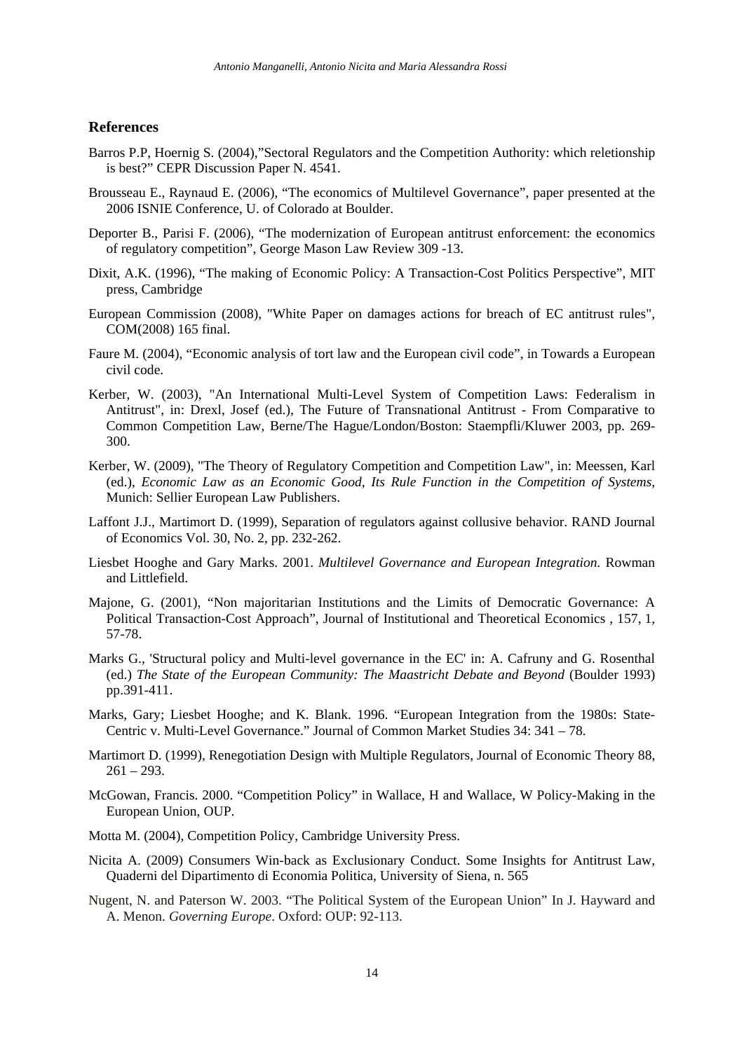## References

Barros P.P, Hoernig S. (2004),"Sectoral Regulators and the Competition Authority: which reletionship is best?" CEPR Discussion Paper N. 4541.

Brousseau E., Raynaud E. (2006), "The economics of Multilevel Governance", paper presented at the 2006 ISNIE Conference, U. of Colorado at Boulder.

Deporter B., Parisi F. (2006), "The modernization of European antitrust enforcement: the economics of regulatory competition", George Mason Law Review 309 -13.

Dixit, A.K. (1996), "The making of Economic Policy: A Transaction-Cost Politics Perspective", MIT press, Cambridge

European Commission (2008), "White Paper on damages actions for breach of EC antitrust rules", COM(2008) 165 final.

Faure M. (2004), "Economic analysis of tort law and the European civil code", in Towards a European civil code.

Kerber, W. (2003), "An International Multi-Level System of Competition Laws: Federalism in Antitrust", in: Drexl, Josef (ed.), The Future of Transnational Antitrust - From Comparative to Common Competition Law, Berne/The Hague/London/Boston: Staempfli/Kluwer 2003, pp. 269-300.

Kerber, W. (2009), "The Theory of Regulatory Competition and Competition Law", in: Meessen, Karl (ed.), *Economic Law as an Economic Good, Its Rule Function in the Competition of Systems*, Munich: Sellier European Law Publishers.

Laffont J.J., Martimort D. (1999), Separation of regulators against collusive behavior. RAND Journal of Economics Vol. 30, No. 2, pp. 232-262.

Liesbet Hooghe and Gary Marks. 2001. *Multilevel Governance and European Integration.* Rowman and Littlefield.

Majone, G. (2001), "Non majoritarian Institutions and the Limits of Democratic Governance: A Political Transaction-Cost Approach", Journal of Institutional and Theoretical Economics , 157, 1, 57-78.

Marks G., 'Structural policy and Multi-level governance in the EC' in: A. Cafruny and G. Rosenthal (ed.) *The State of the European Community: The Maastricht Debate and Beyond* (Boulder 1993) pp.391-411.

Marks, Gary; Liesbet Hooghe; and K. Blank. 1996. "European Integration from the 1980s: State-Centric v. Multi-Level Governance." Journal of Common Market Studies 34: 341 – 78.

Martimort D. (1999), Renegotiation Design with Multiple Regulators, Journal of Economic Theory 88, 261 – 293.

McGowan, Francis. 2000. "Competition Policy" in Wallace, H and Wallace, W Policy-Making in the European Union, OUP.

Motta M. (2004), Competition Policy, Cambridge University Press.

Nicita A. (2009) Consumers Win-back as Exclusionary Conduct. Some Insights for Antitrust Law, Quaderni del Dipartimento di Economia Politica, University of Siena, n. 565

Nugent, N. and Paterson W. 2003. "The Political System of the European Union" In J. Hayward and A. Menon. *Governing Europe*. Oxford: OUP: 92-113.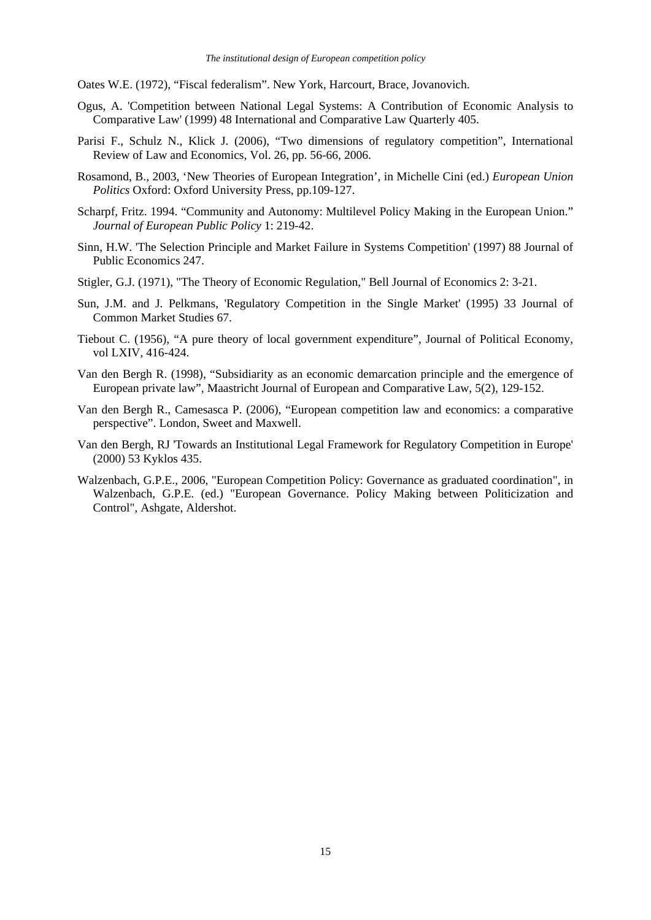Oates W.E. (1972), "Fiscal federalism". New York, Harcourt, Brace, Jovanovich.

Ogus, A. 'Competition between National Legal Systems: A Contribution of Economic Analysis to Comparative Law' (1999) 48 International and Comparative Law Quarterly 405.

Parisi F., Schulz N., Klick J. (2006), "Two dimensions of regulatory competition", International Review of Law and Economics, Vol. 26, pp. 56-66, 2006.

Rosamond, B., 2003, 'New Theories of European Integration', in Michelle Cini (ed.) *European Union Politics* Oxford: Oxford University Press, pp.109-127.

Scharpf, Fritz. 1994. "Community and Autonomy: Multilevel Policy Making in the European Union." *Journal of European Public Policy* 1: 219-42.

Sinn, H.W. 'The Selection Principle and Market Failure in Systems Competition' (1997) 88 Journal of Public Economics 247.

Stigler, G.J. (1971), "The Theory of Economic Regulation," Bell Journal of Economics 2: 3-21.

Sun, J.M. and J. Pelkmans, 'Regulatory Competition in the Single Market' (1995) 33 Journal of Common Market Studies 67.

Tiebout C. (1956), "A pure theory of local government expenditure", Journal of Political Economy, vol LXIV, 416-424.

Van den Bergh R. (1998), "Subsidiarity as an economic demarcation principle and the emergence of European private law", Maastricht Journal of European and Comparative Law, 5(2), 129-152.

Van den Bergh R., Camesasca P. (2006), "European competition law and economics: a comparative perspective". London, Sweet and Maxwell.

Van den Bergh, RJ 'Towards an Institutional Legal Framework for Regulatory Competition in Europe' (2000) 53 Kyklos 435.

Walzenbach, G.P.E., 2006, "European Competition Policy: Governance as graduated coordination", in Walzenbach, G.P.E. (ed.) "European Governance. Policy Making between Politicization and Control", Ashgate, Aldershot.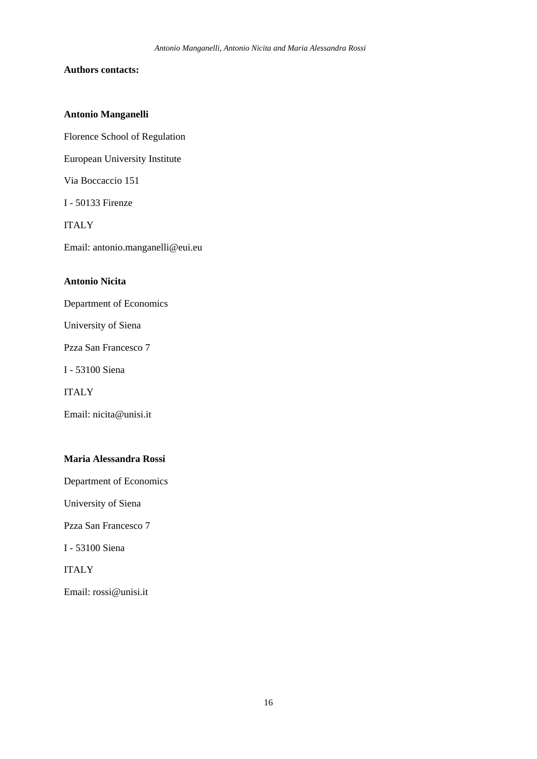**Authors contacts:**

**Antonio Manganelli**

Florence School of Regulation

European University Institute

Via Boccaccio 151

I - 50133 Firenze

ITALY

Email: antonio.manganelli@eui.eu

**Antonio Nicita**

Department of Economics

University of Siena

Pzza San Francesco 7

I - 53100 Siena

ITALY

Email: nicita@unisi.it

**Maria Alessandra Rossi**

Department of Economics

University of Siena

Pzza San Francesco 7

I - 53100 Siena

ITALY

Email: rossi@unisi.it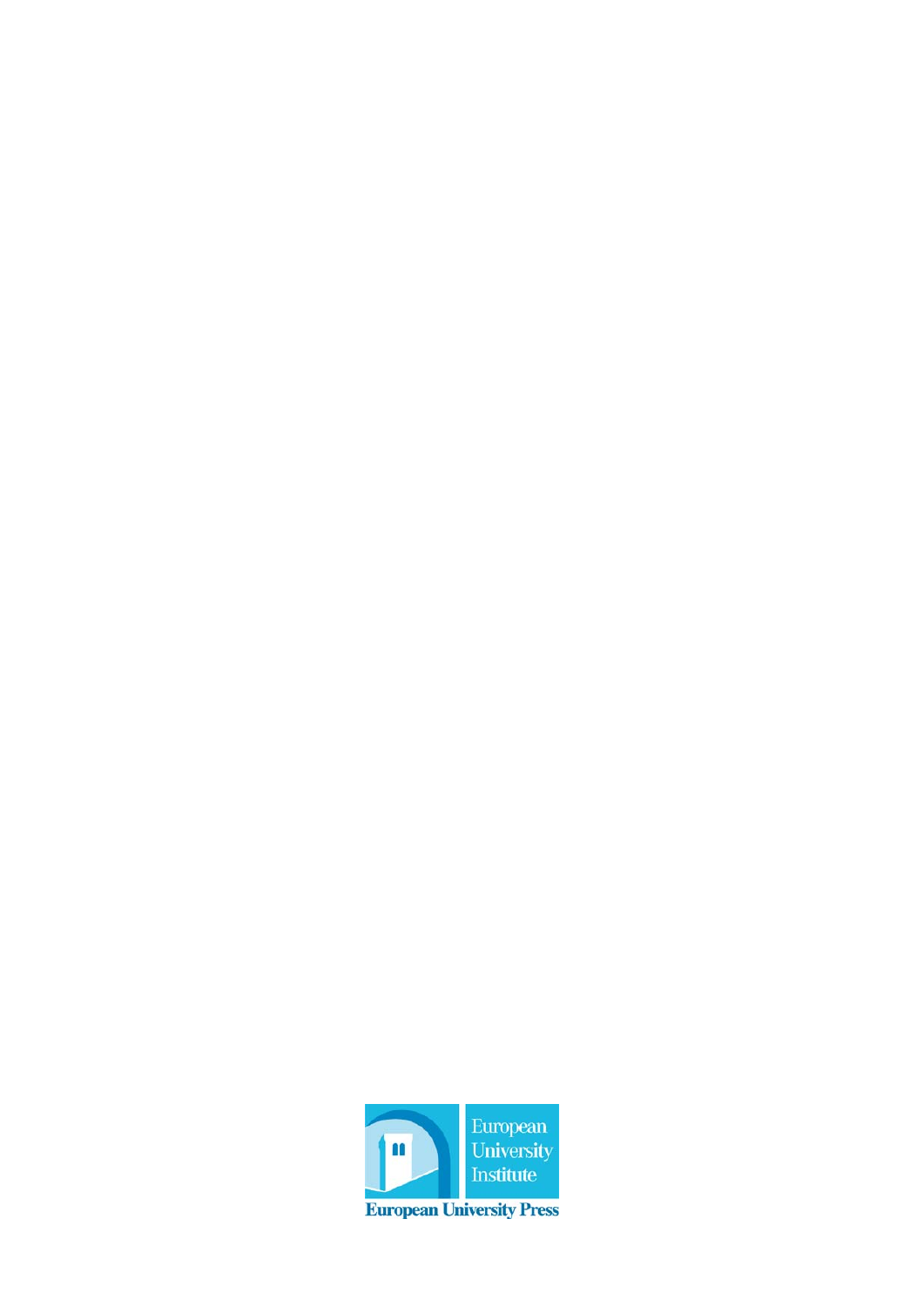European
University
Institute

European University Press